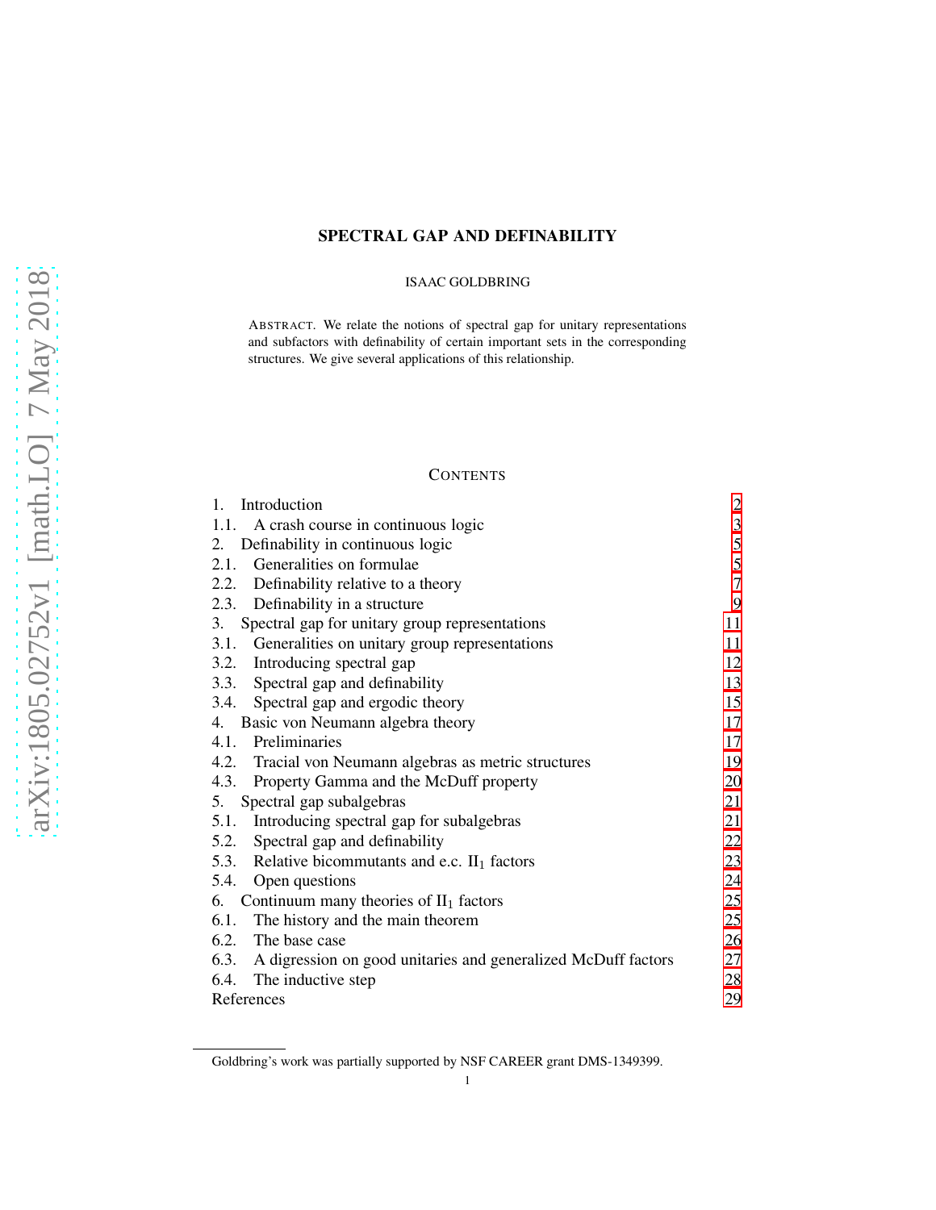# SPECTRAL GAP AND DEFINABILITY

ISAAC GOLDBRING

ABSTRACT. We relate the notions of spectral gap for unitary representations and subfactors with definability of certain important sets in the corresponding structures. We give several applications of this relationship.

## CONTENTS

| | |
|---|---|
| 1. Introduction | 2 |
| 1.1. A crash course in continuous logic | 3 |
| 2. Definability in continuous logic | 5 |
| 2.1. Generalities on formulae | 5 |
| 2.2. Definability relative to a theory | 7 |
| 2.3. Definability in a structure | 9 |
| 3. Spectral gap for unitary group representations | 11 |
| 3.1. Generalities on unitary group representations | 11 |
| 3.2. Introducing spectral gap | 12 |
| 3.3. Spectral gap and definability | 13 |
| 3.4. Spectral gap and ergodic theory | 15 |
| 4. Basic von Neumann algebra theory | 17 |
| 4.1. Preliminaries | 17 |
| 4.2. Tracial von Neumann algebras as metric structures | 19 |
| 4.3. Property Gamma and the McDuff property | 20 |
| 5. Spectral gap subalgebras | 21 |
| 5.1. Introducing spectral gap for subalgebras | 21 |
| 5.2. Spectral gap and definability | 22 |
| 5.3. Relative bicommutants and e.c. $\mathrm{II}_1$ factors | 23 |
| 5.4. Open questions | 24 |
| 6. Continuum many theories of $\mathrm{II}_1$ factors | 25 |
| 6.1. The history and the main theorem | 25 |
| 6.2. The base case | 26 |
| 6.3. A digression on good unitaries and generalized McDuff factors | 27 |
| 6.4. The inductive step | 28 |
| References | 29 |

Goldbring's work was partially supported by NSF CAREER grant DMS-1349399.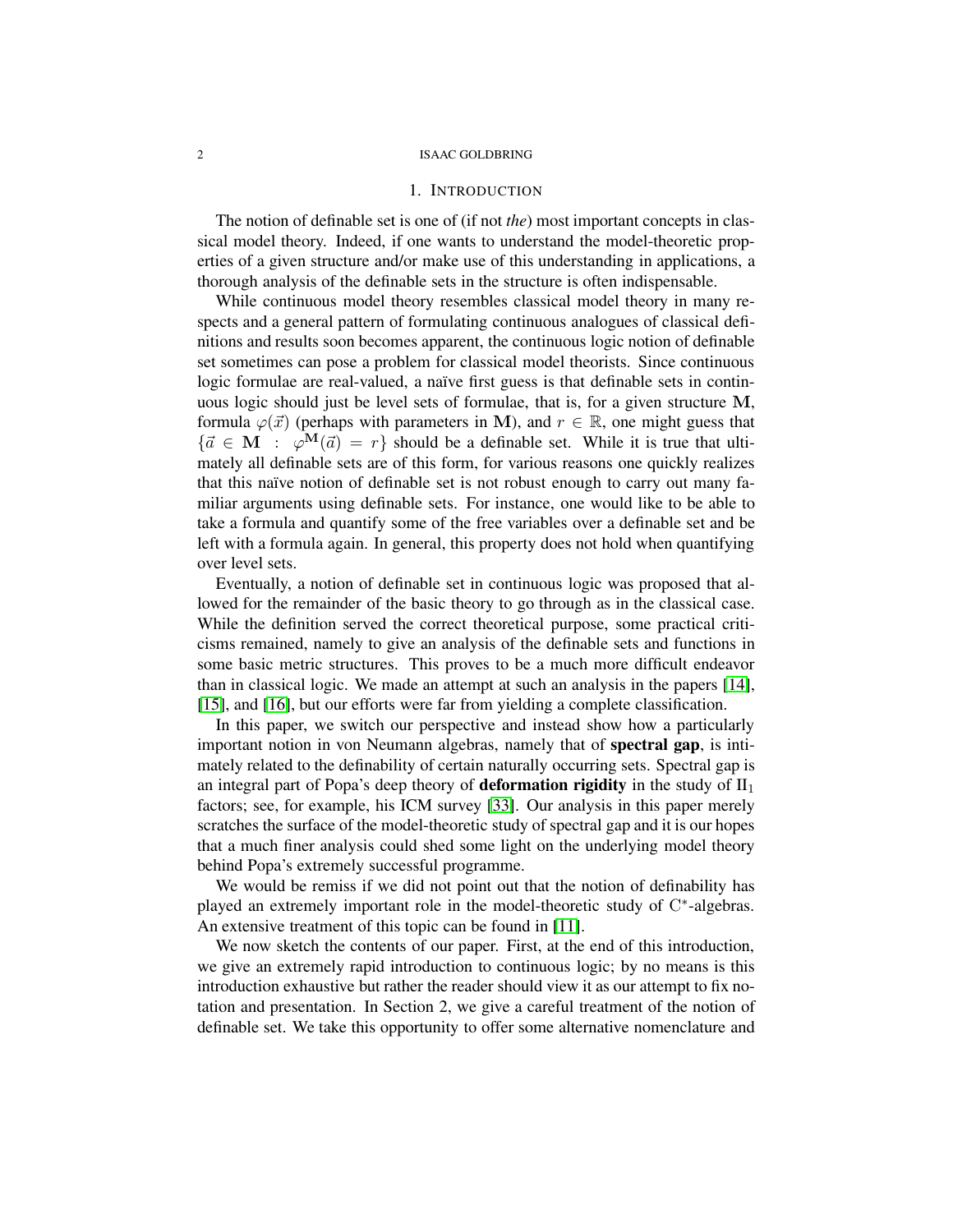## 1. Introduction

The notion of definable set is one of (if not *the*) most important concepts in classical model theory. Indeed, if one wants to understand the model-theoretic properties of a given structure and/or make use of this understanding in applications, a thorough analysis of the definable sets in the structure is often indispensable.

While continuous model theory resembles classical model theory in many respects and a general pattern of formulating continuous analogues of classical definitions and results soon becomes apparent, the continuous logic notion of definable set sometimes can pose a problem for classical model theorists. Since continuous logic formulae are real-valued, a naïve first guess is that definable sets in continuous logic should just be level sets of formulae, that is, for a given structure $\mathbf{M}$, formula $\varphi(\vec{x})$ (perhaps with parameters in $\mathbf{M}$), and $r \in \mathbb{R}$, one might guess that $\{\vec{a} \in \mathbf{M} \ : \ \varphi^{\mathbf{M}}(\vec{a}) = r\}$ should be a definable set. While it is true that ultimately all definable sets are of this form, for various reasons one quickly realizes that this naïve notion of definable set is not robust enough to carry out many familiar arguments using definable sets. For instance, one would like to be able to take a formula and quantify some of the free variables over a definable set and be left with a formula again. In general, this property does not hold when quantifying over level sets.

Eventually, a notion of definable set in continuous logic was proposed that allowed for the remainder of the basic theory to go through as in the classical case. While the definition served the correct theoretical purpose, some practical criticisms remained, namely to give an analysis of the definable sets and functions in some basic metric structures. This proves to be a much more difficult endeavor than in classical logic. We made an attempt at such an analysis in the papers [14], [15], and [16], but our efforts were far from yielding a complete classification.

In this paper, we switch our perspective and instead show how a particularly important notion in von Neumann algebras, namely that of **spectral gap**, is intimately related to the definability of certain naturally occurring sets. Spectral gap is an integral part of Popa's deep theory of **deformation rigidity** in the study of $\mathrm{II}_1$ factors; see, for example, his ICM survey [33]. Our analysis in this paper merely scratches the surface of the model-theoretic study of spectral gap and it is our hopes that a much finer analysis could shed some light on the underlying model theory behind Popa's extremely successful programme.

We would be remiss if we did not point out that the notion of definability has played an extremely important role in the model-theoretic study of $\mathrm{C}^*$-algebras. An extensive treatment of this topic can be found in [11].

We now sketch the contents of our paper. First, at the end of this introduction, we give an extremely rapid introduction to continuous logic; by no means is this introduction exhaustive but rather the reader should view it as our attempt to fix notation and presentation. In Section 2, we give a careful treatment of the notion of definable set. We take this opportunity to offer some alternative nomenclature and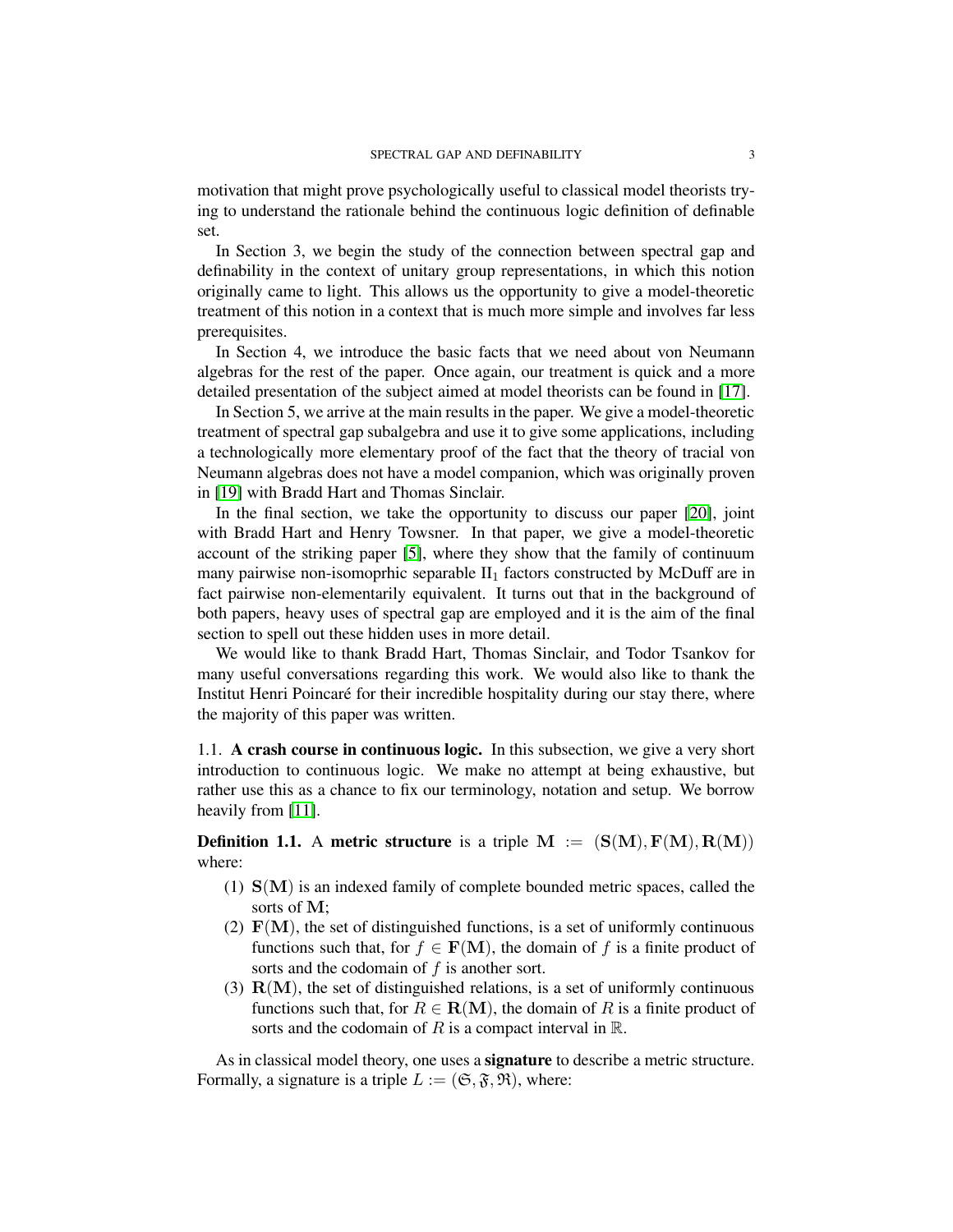motivation that might prove psychologically useful to classical model theorists trying to understand the rationale behind the continuous logic definition of definable set.

In Section 3, we begin the study of the connection between spectral gap and definability in the context of unitary group representations, in which this notion originally came to light. This allows us the opportunity to give a model-theoretic treatment of this notion in a context that is much more simple and involves far less prerequisites.

In Section 4, we introduce the basic facts that we need about von Neumann algebras for the rest of the paper. Once again, our treatment is quick and a more detailed presentation of the subject aimed at model theorists can be found in [17].

In Section 5, we arrive at the main results in the paper. We give a model-theoretic treatment of spectral gap subalgebra and use it to give some applications, including a technologically more elementary proof of the fact that the theory of tracial von Neumann algebras does not have a model companion, which was originally proven in [19] with Bradd Hart and Thomas Sinclair.

In the final section, we take the opportunity to discuss our paper [20], joint with Bradd Hart and Henry Towsner. In that paper, we give a model-theoretic account of the striking paper [5], where they show that the family of continuum many pairwise non-isomoprhic separable $\mathrm{II}_1$ factors constructed by McDuff are in fact pairwise non-elementarily equivalent. It turns out that in the background of both papers, heavy uses of spectral gap are employed and it is the aim of the final section to spell out these hidden uses in more detail.

We would like to thank Bradd Hart, Thomas Sinclair, and Todor Tsankov for many useful conversations regarding this work. We would also like to thank the Institut Henri Poincaré for their incredible hospitality during our stay there, where the majority of this paper was written.

### 1.1. A crash course in continuous logic.

In this subsection, we give a very short introduction to continuous logic. We make no attempt at being exhaustive, but rather use this as a chance to fix our terminology, notation and setup. We borrow heavily from [11].

**Definition 1.1.** A **metric structure** is a triple $\mathbf{M} := (\mathbf{S}(\mathbf{M}), \mathbf{F}(\mathbf{M}), \mathbf{R}(\mathbf{M}))$ where:

1. $\mathbf{S}(\mathbf{M})$ is an indexed family of complete bounded metric spaces, called the sorts of $\mathbf{M}$;
2. $\mathbf{F}(\mathbf{M})$, the set of distinguished functions, is a set of uniformly continuous functions such that, for $f \in \mathbf{F}(\mathbf{M})$, the domain of $f$ is a finite product of sorts and the codomain of $f$ is another sort.
3. $\mathbf{R}(\mathbf{M})$, the set of distinguished relations, is a set of uniformly continuous functions such that, for $R \in \mathbf{R}(\mathbf{M})$, the domain of $R$ is a finite product of sorts and the codomain of $R$ is a compact interval in $\mathbb{R}$.

As in classical model theory, one uses a **signature** to describe a metric structure. Formally, a signature is a triple $L := (\mathfrak{S}, \mathfrak{F}, \mathfrak{R})$, where: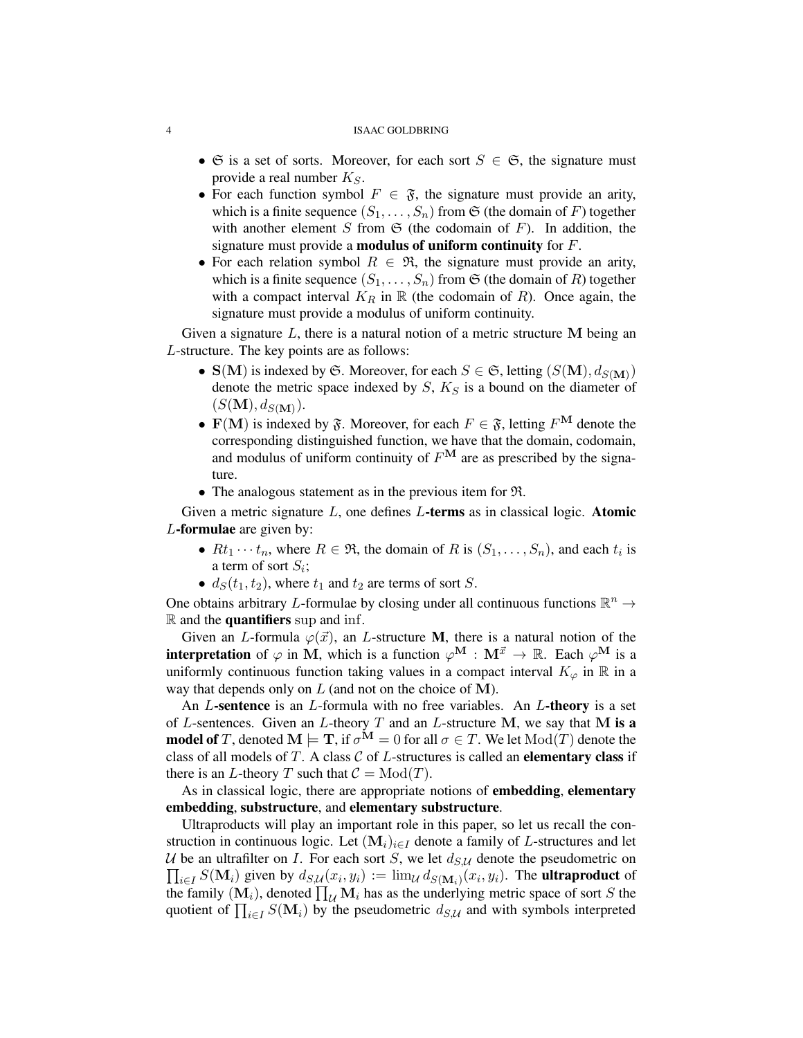- $\mathfrak{S}$ is a set of sorts. Moreover, for each sort $S \in \mathfrak{S}$, the signature must provide a real number $K_S$.
- For each function symbol $F \in \mathfrak{F}$, the signature must provide an arity, which is a finite sequence $(S_1, \ldots, S_n)$ from $\mathfrak{S}$ (the domain of $F$) together with another element $S$ from $\mathfrak{S}$ (the codomain of $F$). In addition, the signature must provide a **modulus of uniform continuity** for $F$.
- For each relation symbol $R \in \mathfrak{R}$, the signature must provide an arity, which is a finite sequence $(S_1, \ldots, S_n)$ from $\mathfrak{S}$ (the domain of $R$) together with a compact interval $K_R$ in $\mathbb{R}$ (the codomain of $R$). Once again, the signature must provide a modulus of uniform continuity.

Given a signature $L$, there is a natural notion of a metric structure $\mathbf{M}$ being an $L$-structure. The key points are as follows:

- $\mathbf{S}(\mathbf{M})$ is indexed by $\mathfrak{S}$. Moreover, for each $S \in \mathfrak{S}$, letting $(S(\mathbf{M}), d_{S(\mathbf{M})})$ denote the metric space indexed by $S$, $K_S$ is a bound on the diameter of $(S(\mathbf{M}), d_{S(\mathbf{M})})$.
- $\mathbf{F}(\mathbf{M})$ is indexed by $\mathfrak{F}$. Moreover, for each $F \in \mathfrak{F}$, letting $F^{\mathbf{M}}$ denote the corresponding distinguished function, we have that the domain, codomain, and modulus of uniform continuity of $F^{\mathbf{M}}$ are as prescribed by the signature.
- The analogous statement as in the previous item for $\mathfrak{R}$.

Given a metric signature $L$, one defines **$L$-terms** as in classical logic. **Atomic $L$-formulae** are given by:

- $Rt_1 \cdots t_n$, where $R \in \mathfrak{R}$, the domain of $R$ is $(S_1, \ldots, S_n)$, and each $t_i$ is a term of sort $S_i$;
- $d_S(t_1, t_2)$, where $t_1$ and $t_2$ are terms of sort $S$.

One obtains arbitrary $L$-formulae by closing under all continuous functions $\mathbb{R}^n \to \mathbb{R}$ and the **quantifiers** $\sup$ and $\inf$.

Given an $L$-formula $\varphi(\vec{x})$, an $L$-structure $\mathbf{M}$, there is a natural notion of the **interpretation** of $\varphi$ in $\mathbf{M}$, which is a function $\varphi^{\mathbf{M}} : \mathbf{M}^{\vec{x}} \to \mathbb{R}$. Each $\varphi^{\mathbf{M}}$ is a uniformly continuous function taking values in a compact interval $K_\varphi$ in $\mathbb{R}$ in a way that depends only on $L$ (and not on the choice of $\mathbf{M}$).

An **$L$-sentence** is an $L$-formula with no free variables. An **$L$-theory** is a set of $L$-sentences. Given an $L$-theory $T$ and an $L$-structure $\mathbf{M}$, we say that **$\mathbf{M}$ is a model of** $T$, denoted $\mathbf{M} \models \mathbf{T}$, if $\sigma^{\mathbf{M}} = 0$ for all $\sigma \in T$. We let $\operatorname{Mod}(T)$ denote the class of all models of $T$. A class $\mathcal{C}$ of $L$-structures is called an **elementary class** if there is an $L$-theory $T$ such that $\mathcal{C} = \operatorname{Mod}(T)$.

As in classical logic, there are appropriate notions of **embedding**, **elementary embedding**, **substructure**, and **elementary substructure**.

Ultraproducts will play an important role in this paper, so let us recall the construction in continuous logic. Let $(\mathbf{M}_i)_{i \in I}$ denote a family of $L$-structures and let $\mathcal{U}$ be an ultrafilter on $I$. For each sort $S$, we let $d_{S,\mathcal{U}}$ denote the pseudometric on $\prod_{i \in I} S(\mathbf{M}_i)$ given by $d_{S,\mathcal{U}}(x_i, y_i) := \lim_{\mathcal{U}} d_{S(\mathbf{M}_i)}(x_i, y_i)$. The **ultraproduct** of the family $(\mathbf{M}_i)$, denoted $\prod_{\mathcal{U}} \mathbf{M}_i$ has as the underlying metric space of sort $S$ the quotient of $\prod_{i \in I} S(\mathbf{M}_i)$ by the pseudometric $d_{S,\mathcal{U}}$ and with symbols interpreted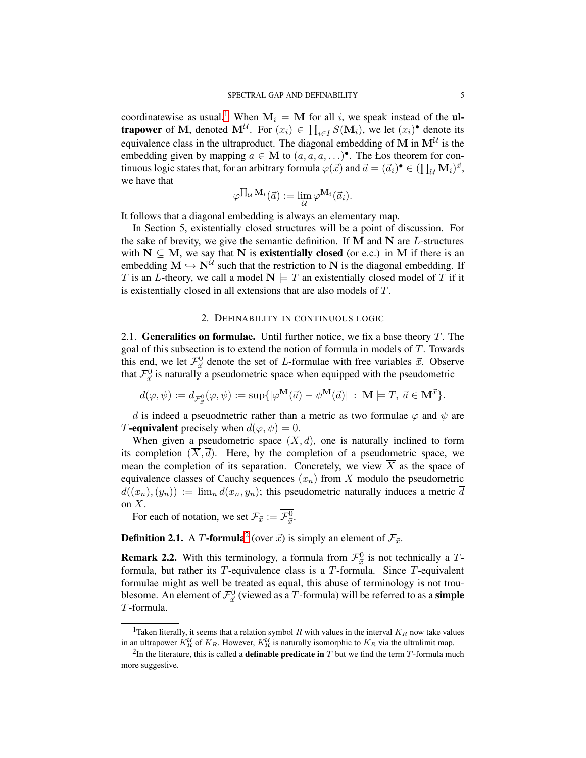coordinatewise as usual.[1] When $\mathbf{M}_i = \mathbf{M}$ for all $i$, we speak instead of the **ultrapower** of $\mathbf{M}$, denoted $\mathbf{M}^{\mathcal{U}}$. For $(x_i) \in \prod_{i\in I} S(\mathbf{M}_i)$, we let $(x_i)^\bullet$ denote its equivalence class in the ultraproduct. The diagonal embedding of $\mathbf{M}$ in $\mathbf{M}^{\mathcal{U}}$ is the embedding given by mapping $a \in \mathbf{M}$ to $(a, a, a, \ldots)^\bullet$. The Łos theorem for continuous logic states that, for an arbitrary formula $\varphi(\vec{x})$ and $\vec{a} = (\vec{a}_i)^\bullet \in (\prod_{\mathcal{U}} \mathbf{M}_i)^{\vec{x}}$, we have that

$$\varphi^{\prod_{\mathcal{U}} \mathbf{M}_i}(\vec{a}) := \lim_{\mathcal{U}} \varphi^{\mathbf{M}_i}(\vec{a}_i).$$

It follows that a diagonal embedding is always an elementary map.

In Section 5, existentially closed structures will be a point of discussion. For the sake of brevity, we give the semantic definition. If $\mathbf{M}$ and $\mathbf{N}$ are $L$-structures with $\mathbf{N} \subseteq \mathbf{M}$, we say that $\mathbf{N}$ is **existentially closed** (or e.c.) in $\mathbf{M}$ if there is an embedding $\mathbf{M} \hookrightarrow \mathbf{N}^{\mathcal{U}}$ such that the restriction to $\mathbf{N}$ is the diagonal embedding. If $T$ is an $L$-theory, we call a model $\mathbf{N} \models T$ an existentially closed model of $T$ if it is existentially closed in all extensions that are also models of $T$.

## 2. Definability in continuous logic

2.1. **Generalities on formulae.** Until further notice, we fix a base theory $T$. The goal of this subsection is to extend the notion of formula in models of $T$. Towards this end, we let $\mathcal{F}^0_{\vec{x}}$ denote the set of $L$-formulae with free variables $\vec{x}$. Observe that $\mathcal{F}^0_{\vec{x}}$ is naturally a pseudometric space when equipped with the pseudometric

$$d(\varphi, \psi) := d_{\mathcal{F}^0_{\vec{x}}}(\varphi, \psi) := \sup\{|\varphi^{\mathbf{M}}(\vec{a}) - \psi^{\mathbf{M}}(\vec{a})| \ : \ \mathbf{M} \models T,\ \vec{a} \in \mathbf{M}^{\vec{x}}\}.$$

$d$ is indeed a pseuodmetric rather than a metric as two formulae $\varphi$ and $\psi$ are $T$**-equivalent** precisely when $d(\varphi, \psi) = 0$.

When given a pseudometric space $(X, d)$, one is naturally inclined to form its completion $(\overline{X}, \overline{d})$. Here, by the completion of a pseudometric space, we mean the completion of its separation. Concretely, we view $\overline{X}$ as the space of equivalence classes of Cauchy sequences $(x_n)$ from $X$ modulo the pseudometric $d((x_n), (y_n)) := \lim_n d(x_n, y_n)$; this pseudometric naturally induces a metric $\overline{d}$ on $\overline{X}$.

For each of notation, we set $\mathcal{F}_{\vec{x}} := \overline{\mathcal{F}^0_{\vec{x}}}$.

**Definition 2.1.** A $T$**-formula**[2] (over $\vec{x}$) is simply an element of $\mathcal{F}_{\vec{x}}$.

**Remark 2.2.** With this terminology, a formula from $\mathcal{F}^0_{\vec{x}}$ is not technically a $T$-formula, but rather its $T$-equivalence class is a $T$-formula. Since $T$-equivalent formulae might as well be treated as equal, this abuse of terminology is not troublesome. An element of $\mathcal{F}^0_{\vec{x}}$ (viewed as a $T$-formula) will be referred to as a **simple** $T$-formula.

---

[1] Taken literally, it seems that a relation symbol $R$ with values in the interval $K_R$ now take values in an ultrapower $K_R^{\mathcal{U}}$ of $K_R$. However, $K_R^{\mathcal{U}}$ is naturally isomorphic to $K_R$ via the ultralimit map.

[2] In the literature, this is called a **definable predicate in** $T$ but we find the term $T$-formula much more suggestive.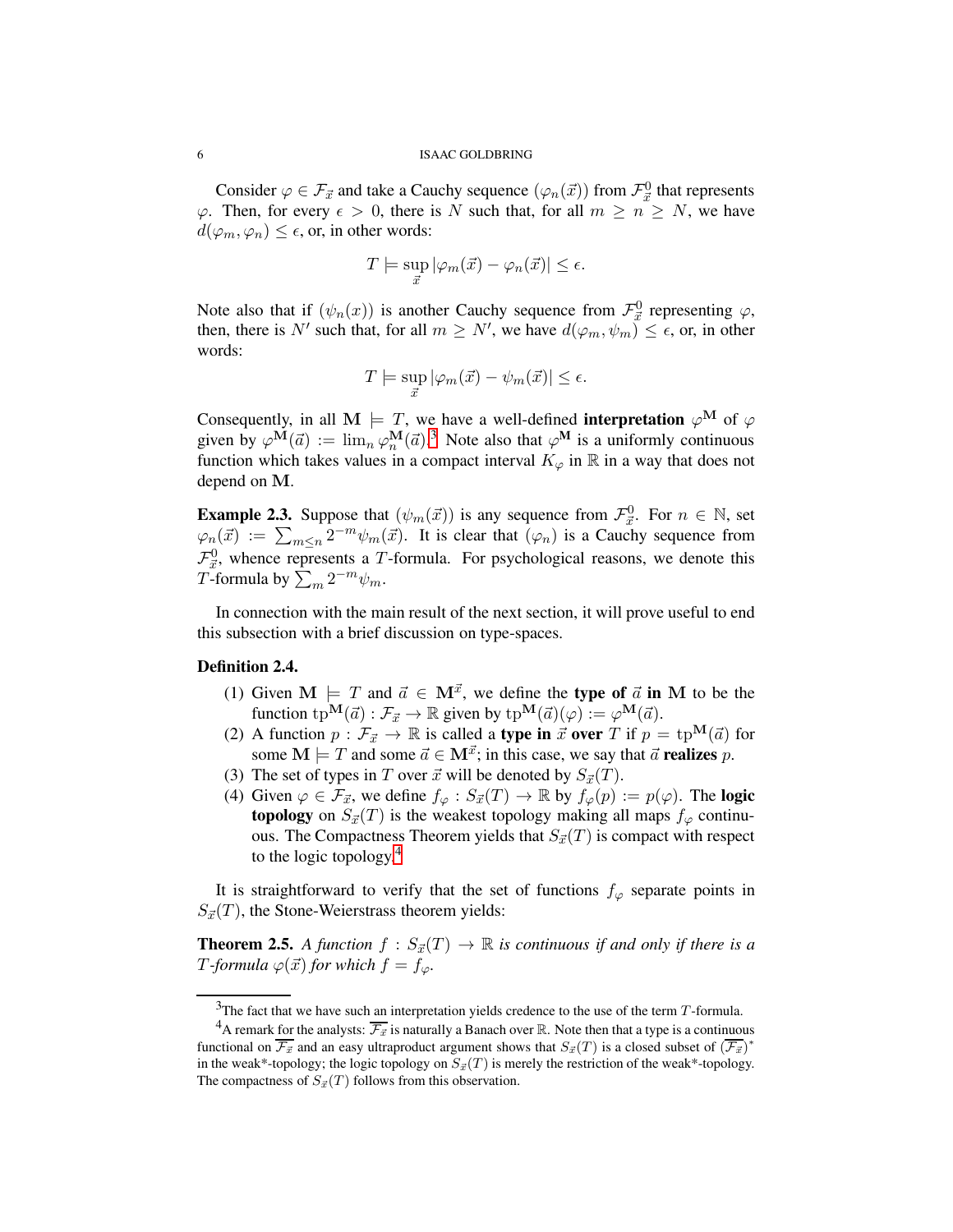Consider $\varphi \in \mathcal{F}_{\vec{x}}$ and take a Cauchy sequence $(\varphi_n(\vec{x}))$ from $\mathcal{F}^0_{\vec{x}}$ that represents $\varphi$. Then, for every $\epsilon > 0$, there is $N$ such that, for all $m \geq n \geq N$, we have $d(\varphi_m, \varphi_n) \leq \epsilon$, or, in other words:

$$T \models \sup_{\vec{x}} |\varphi_m(\vec{x}) - \varphi_n(\vec{x})| \leq \epsilon.$$

Note also that if $(\psi_n(x))$ is another Cauchy sequence from $\mathcal{F}^0_{\vec{x}}$ representing $\varphi$, then, there is $N'$ such that, for all $m \geq N'$, we have $d(\varphi_m, \psi_m) \leq \epsilon$, or, in other words:

$$T \models \sup_{\vec{x}} |\varphi_m(\vec{x}) - \psi_m(\vec{x})| \leq \epsilon.$$

Consequently, in all $\mathbf{M} \models T$, we have a well-defined **interpretation** $\varphi^{\mathbf{M}}$ of $\varphi$ given by $\varphi^{\mathbf{M}}(\vec{a}) := \lim_n \varphi_n^{\mathbf{M}}(\vec{a})$.[3] Note also that $\varphi^{\mathbf{M}}$ is a uniformly continuous function which takes values in a compact interval $K_\varphi$ in $\mathbb{R}$ in a way that does not depend on $\mathbf{M}$.

**Example 2.3.** Suppose that $(\psi_m(\vec{x}))$ is any sequence from $\mathcal{F}^0_{\vec{x}}$. For $n \in \mathbb{N}$, set $\varphi_n(\vec{x}) := \sum_{m \leq n} 2^{-m}\psi_m(\vec{x})$. It is clear that $(\varphi_n)$ is a Cauchy sequence from $\mathcal{F}^0_{\vec{x}}$, whence represents a $T$-formula. For psychological reasons, we denote this $T$-formula by $\sum_m 2^{-m}\psi_m$.

In connection with the main result of the next section, it will prove useful to end this subsection with a brief discussion on type-spaces.

**Definition 2.4.**

1. Given $\mathbf{M} \models T$ and $\vec{a} \in \mathbf{M}^{\vec{x}}$, we define the **type of** $\vec{a}$ **in** $\mathbf{M}$ to be the function $\text{tp}^{\mathbf{M}}(\vec{a}) : \mathcal{F}_{\vec{x}} \to \mathbb{R}$ given by $\text{tp}^{\mathbf{M}}(\vec{a})(\varphi) := \varphi^{\mathbf{M}}(\vec{a})$.
2. A function $p : \mathcal{F}_{\vec{x}} \to \mathbb{R}$ is called a **type in** $\vec{x}$ **over** $T$ if $p = \text{tp}^{\mathbf{M}}(\vec{a})$ for some $\mathbf{M} \models T$ and some $\vec{a} \in \mathbf{M}^{\vec{x}}$; in this case, we say that $\vec{a}$ **realizes** $p$.
3. The set of types in $T$ over $\vec{x}$ will be denoted by $S_{\vec{x}}(T)$.
4. Given $\varphi \in \mathcal{F}_{\vec{x}}$, we define $f_\varphi : S_{\vec{x}}(T) \to \mathbb{R}$ by $f_\varphi(p) := p(\varphi)$. The **logic topology** on $S_{\vec{x}}(T)$ is the weakest topology making all maps $f_\varphi$ continuous. The Compactness Theorem yields that $S_{\vec{x}}(T)$ is compact with respect to the logic topology.[4]

It is straightforward to verify that the set of functions $f_\varphi$ separate points in $S_{\vec{x}}(T)$, the Stone-Weierstrass theorem yields:

**Theorem 2.5.** *A function $f : S_{\vec{x}}(T) \to \mathbb{R}$ is continuous if and only if there is a $T$-formula $\varphi(\vec{x})$ for which $f = f_\varphi$.*

---

[3] The fact that we have such an interpretation yields credence to the use of the term $T$-formula.

[4] A remark for the analysts: $\overline{\mathcal{F}_{\vec{x}}}$ is naturally a Banach over $\mathbb{R}$. Note then that a type is a continuous functional on $\overline{\mathcal{F}_{\vec{x}}}$ and an easy ultraproduct argument shows that $S_{\vec{x}}(T)$ is a closed subset of $(\overline{\mathcal{F}_{\vec{x}}})^*$ in the weak*-topology; the logic topology on $S_{\vec{x}}(T)$ is merely the restriction of the weak*-topology. The compactness of $S_{\vec{x}}(T)$ follows from this observation.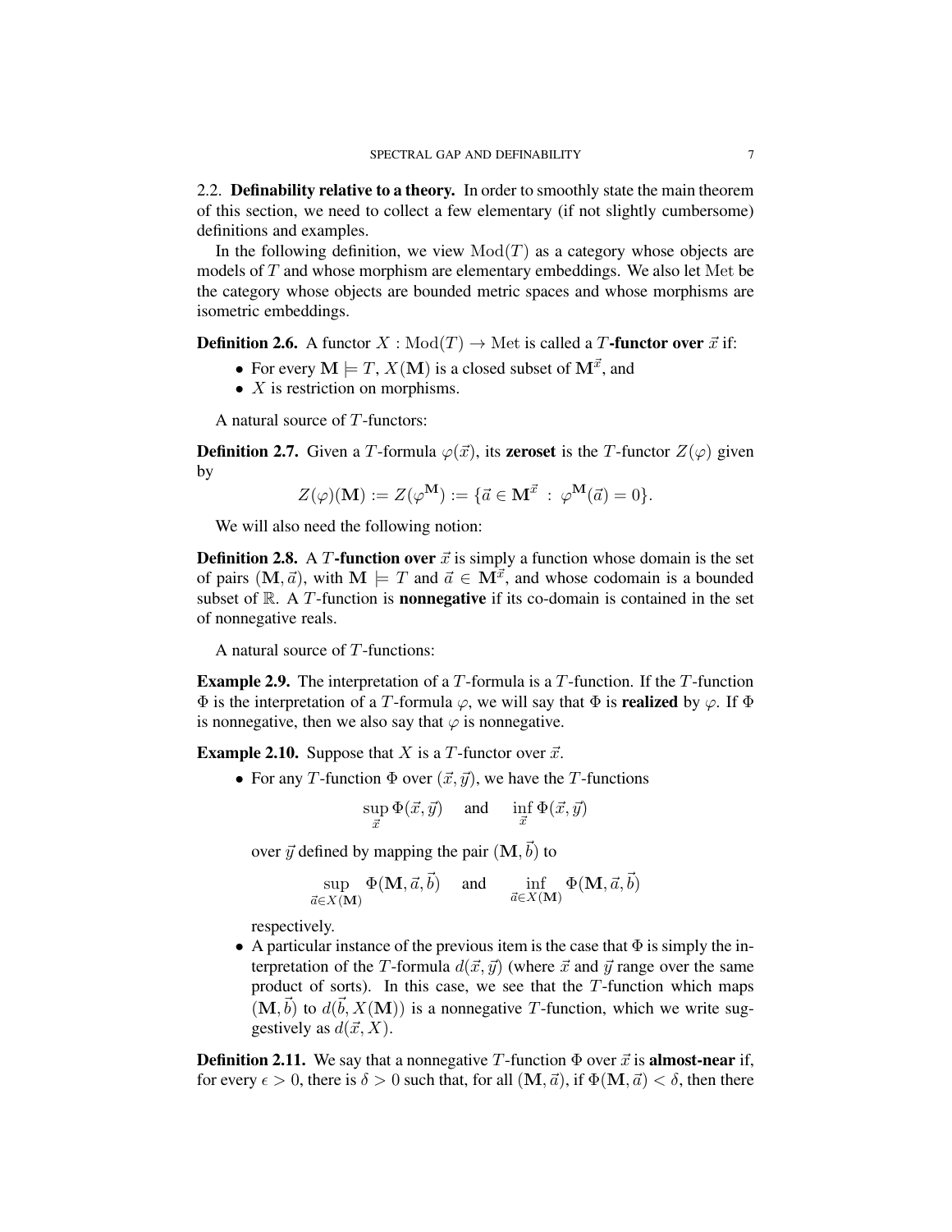### 2.2. Definability relative to a theory.

In order to smoothly state the main theorem of this section, we need to collect a few elementary (if not slightly cumbersome) definitions and examples.

In the following definition, we view $\mathrm{Mod}(T)$ as a category whose objects are models of $T$ and whose morphism are elementary embeddings. We also let $\mathrm{Met}$ be the category whose objects are bounded metric spaces and whose morphisms are isometric embeddings.

**Definition 2.6.** A functor $X : \mathrm{Mod}(T) \to \mathrm{Met}$ is called a **$T$-functor over $\vec{x}$** if:

- For every $\mathbf{M} \models T$, $X(\mathbf{M})$ is a closed subset of $\mathbf{M}^{\vec{x}}$, and
- $X$ is restriction on morphisms.

A natural source of $T$-functors:

**Definition 2.7.** Given a $T$-formula $\varphi(\vec{x})$, its **zeroset** is the $T$-functor $Z(\varphi)$ given by

$$Z(\varphi)(\mathbf{M}) := Z(\varphi^{\mathbf{M}}) := \{\vec{a} \in \mathbf{M}^{\vec{x}} \ : \ \varphi^{\mathbf{M}}(\vec{a}) = 0\}.$$

We will also need the following notion:

**Definition 2.8.** A **$T$-function over $\vec{x}$** is simply a function whose domain is the set of pairs $(\mathbf{M}, \vec{a})$, with $\mathbf{M} \models T$ and $\vec{a} \in \mathbf{M}^{\vec{x}}$, and whose codomain is a bounded subset of $\mathbb{R}$. A $T$-function is **nonnegative** if its co-domain is contained in the set of nonnegative reals.

A natural source of $T$-functions:

**Example 2.9.** The interpretation of a $T$-formula is a $T$-function. If the $T$-function $\Phi$ is the interpretation of a $T$-formula $\varphi$, we will say that $\Phi$ is **realized** by $\varphi$. If $\Phi$ is nonnegative, then we also say that $\varphi$ is nonnegative.

**Example 2.10.** Suppose that $X$ is a $T$-functor over $\vec{x}$.

- For any $T$-function $\Phi$ over $(\vec{x}, \vec{y})$, we have the $T$-functions

  $$\sup_{\vec{x}} \Phi(\vec{x}, \vec{y}) \quad \text{and} \quad \inf_{\vec{x}} \Phi(\vec{x}, \vec{y})$$

  over $\vec{y}$ defined by mapping the pair $(\mathbf{M}, \vec{b})$ to

  $$\sup_{\vec{a} \in X(\mathbf{M})} \Phi(\mathbf{M}, \vec{a}, \vec{b}) \quad \text{and} \quad \inf_{\vec{a} \in X(\mathbf{M})} \Phi(\mathbf{M}, \vec{a}, \vec{b})$$

  respectively.
- A particular instance of the previous item is the case that $\Phi$ is simply the interpretation of the $T$-formula $d(\vec{x}, \vec{y})$ (where $\vec{x}$ and $\vec{y}$ range over the same product of sorts). In this case, we see that the $T$-function which maps $(\mathbf{M}, \vec{b})$ to $d(\vec{b}, X(\mathbf{M}))$ is a nonnegative $T$-function, which we write suggestively as $d(\vec{x}, X)$.

**Definition 2.11.** We say that a nonnegative $T$-function $\Phi$ over $\vec{x}$ is **almost-near** if, for every $\epsilon > 0$, there is $\delta > 0$ such that, for all $(\mathbf{M}, \vec{a})$, if $\Phi(\mathbf{M}, \vec{a}) < \delta$, then there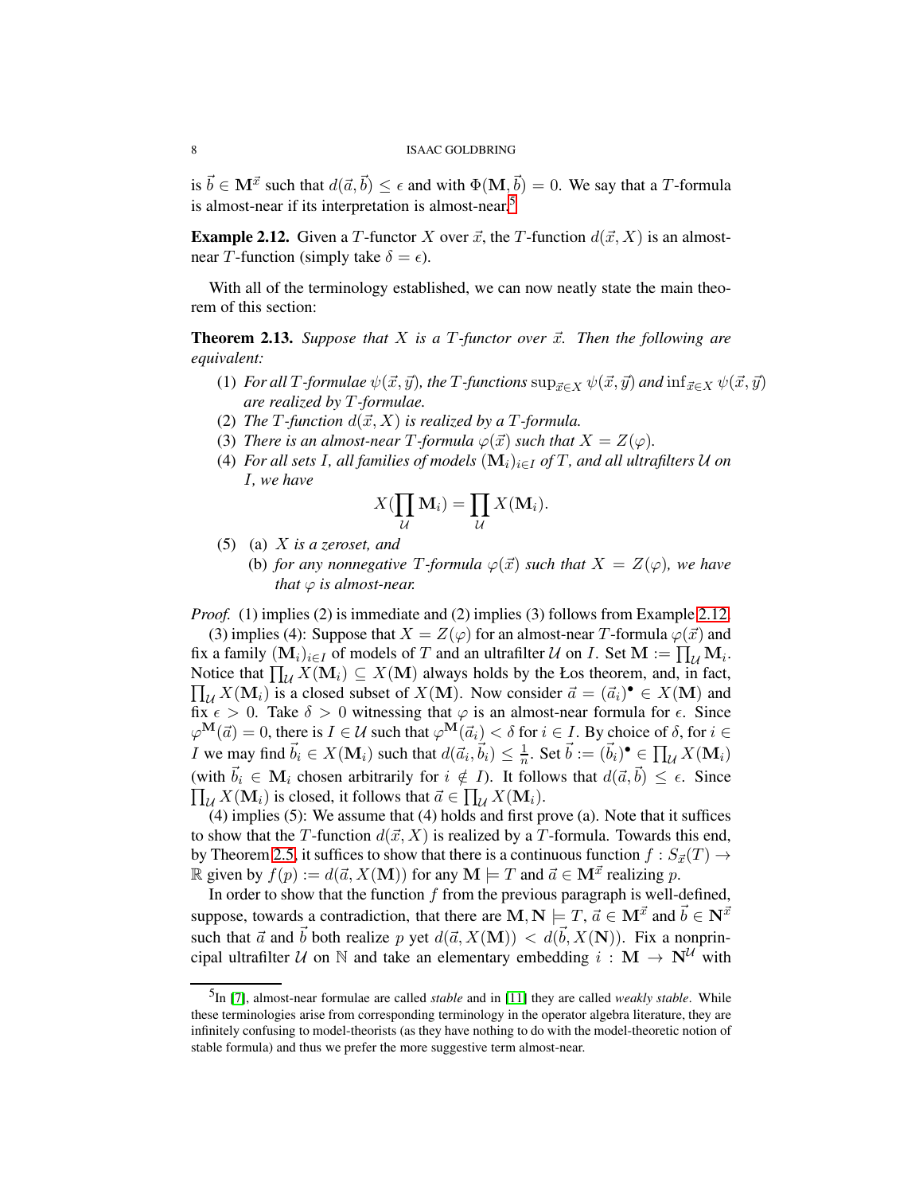is $\vec{b} \in \mathbf{M}^{\vec{x}}$ such that $d(\vec{a}, \vec{b}) \leq \epsilon$ and with $\Phi(\mathbf{M}, \vec{b}) = 0$. We say that a $T$-formula is almost-near if its interpretation is almost-near.[5]

**Example 2.12.** Given a $T$-functor $X$ over $\vec{x}$, the $T$-function $d(\vec{x}, X)$ is an almost-near $T$-function (simply take $\delta = \epsilon$).

With all of the terminology established, we can now neatly state the main theorem of this section:

**Theorem 2.13.** *Suppose that $X$ is a $T$-functor over $\vec{x}$. Then the following are equivalent:*

1. *For all $T$-formulae $\psi(\vec{x}, \vec{y})$, the $T$-functions $\sup_{\vec{x} \in X} \psi(\vec{x}, \vec{y})$ and $\inf_{\vec{x} \in X} \psi(\vec{x}, \vec{y})$ are realized by $T$-formulae.*
2. *The $T$-function $d(\vec{x}, X)$ is realized by a $T$-formula.*
3. *There is an almost-near $T$-formula $\varphi(\vec{x})$ such that $X = Z(\varphi)$.*
4. *For all sets $I$, all families of models $(\mathbf{M}_i)_{i \in I}$ of $T$, and all ultrafilters $\mathcal{U}$ on $I$, we have*
$$X(\prod_{\mathcal{U}} \mathbf{M}_i) = \prod_{\mathcal{U}} X(\mathbf{M}_i).$$
5. (a) *$X$ is a zeroset, and*
   (b) *for any nonnegative $T$-formula $\varphi(\vec{x})$ such that $X = Z(\varphi)$, we have that $\varphi$ is almost-near.*

*Proof.* (1) implies (2) is immediate and (2) implies (3) follows from Example 2.12.

(3) implies (4): Suppose that $X = Z(\varphi)$ for an almost-near $T$-formula $\varphi(\vec{x})$ and fix a family $(\mathbf{M}_i)_{i \in I}$ of models of $T$ and an ultrafilter $\mathcal{U}$ on $I$. Set $\mathbf{M} := \prod_{\mathcal{U}} \mathbf{M}_i$. Notice that $\prod_{\mathcal{U}} X(\mathbf{M}_i) \subseteq X(\mathbf{M})$ always holds by the Łos theorem, and, in fact, $\prod_{\mathcal{U}} X(\mathbf{M}_i)$ is a closed subset of $X(\mathbf{M})$. Now consider $\vec{a} = (\vec{a}_i)^\bullet \in X(\mathbf{M})$ and fix $\epsilon > 0$. Take $\delta > 0$ witnessing that $\varphi$ is an almost-near formula for $\epsilon$. Since $\varphi^{\mathbf{M}}(\vec{a}) = 0$, there is $I \in \mathcal{U}$ such that $\varphi^{\mathbf{M}}(\vec{a}_i) < \delta$ for $i \in I$. By choice of $\delta$, for $i \in I$ we may find $\vec{b}_i \in X(\mathbf{M}_i)$ such that $d(\vec{a}_i, \vec{b}_i) \leq \frac{1}{n}$. Set $\vec{b} := (\vec{b}_i)^\bullet \in \prod_{\mathcal{U}} X(\mathbf{M}_i)$ (with $\vec{b}_i \in \mathbf{M}_i$ chosen arbitrarily for $i \notin I$). It follows that $d(\vec{a}, \vec{b}) \leq \epsilon$. Since $\prod_{\mathcal{U}} X(\mathbf{M}_i)$ is closed, it follows that $\vec{a} \in \prod_{\mathcal{U}} X(\mathbf{M}_i)$.

(4) implies (5): We assume that (4) holds and first prove (a). Note that it suffices to show that the $T$-function $d(\vec{x}, X)$ is realized by a $T$-formula. Towards this end, by Theorem 2.5, it suffices to show that there is a continuous function $f : S_{\vec{x}}(T) \to \mathbb{R}$ given by $f(p) := d(\vec{a}, X(\mathbf{M}))$ for any $\mathbf{M} \models T$ and $\vec{a} \in \mathbf{M}^{\vec{x}}$ realizing $p$.

In order to show that the function $f$ from the previous paragraph is well-defined, suppose, towards a contradiction, that there are $\mathbf{M}, \mathbf{N} \models T$, $\vec{a} \in \mathbf{M}^{\vec{x}}$ and $\vec{b} \in \mathbf{N}^{\vec{x}}$ such that $\vec{a}$ and $\vec{b}$ both realize $p$ yet $d(\vec{a}, X(\mathbf{M})) < d(\vec{b}, X(\mathbf{N}))$. Fix a nonprincipal ultrafilter $\mathcal{U}$ on $\mathbb{N}$ and take an elementary embedding $i : \mathbf{M} \to \mathbf{N}^{\mathcal{U}}$ with

[5] In [7], almost-near formulae are called *stable* and in [11] they are called *weakly stable*. While these terminologies arise from corresponding terminology in the operator algebra literature, they are infinitely confusing to model-theorists (as they have nothing to do with the model-theoretic notion of stable formula) and thus we prefer the more suggestive term almost-near.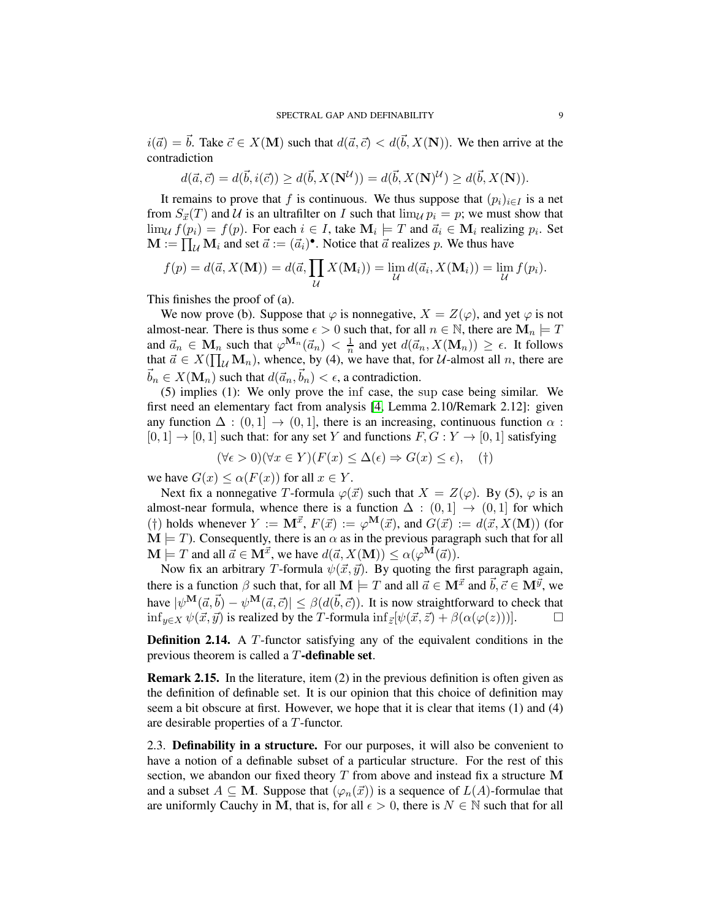$i(\vec{a}) = \vec{b}$. Take $\vec{c} \in X(\mathbf{M})$ such that $d(\vec{a}, \vec{c}) < d(\vec{b}, X(\mathbf{N}))$. We then arrive at the contradiction

$$d(\vec{a}, \vec{c}) = d(\vec{b}, i(\vec{c})) \geq d(\vec{b}, X(\mathbf{N}^{\mathcal{U}})) = d(\vec{b}, X(\mathbf{N})^{\mathcal{U}}) \geq d(\vec{b}, X(\mathbf{N})).$$

It remains to prove that $f$ is continuous. We thus suppose that $(p_i)_{i \in I}$ is a net from $S_{\vec{x}}(T)$ and $\mathcal{U}$ is an ultrafilter on $I$ such that $\lim_{\mathcal{U}} p_i = p$; we must show that $\lim_{\mathcal{U}} f(p_i) = f(p)$. For each $i \in I$, take $\mathbf{M}_i \models T$ and $\vec{a}_i \in \mathbf{M}_i$ realizing $p_i$. Set $\mathbf{M} := \prod_{\mathcal{U}} \mathbf{M}_i$ and set $\vec{a} := (\vec{a}_i)^\bullet$. Notice that $\vec{a}$ realizes $p$. We thus have

$$f(p) = d(\vec{a}, X(\mathbf{M})) = d(\vec{a}, \prod_{\mathcal{U}} X(\mathbf{M}_i)) = \lim_{\mathcal{U}} d(\vec{a}_i, X(\mathbf{M}_i)) = \lim_{\mathcal{U}} f(p_i).$$

This finishes the proof of (a).

We now prove (b). Suppose that $\varphi$ is nonnegative, $X = Z(\varphi)$, and yet $\varphi$ is not almost-near. There is thus some $\epsilon > 0$ such that, for all $n \in \mathbb{N}$, there are $\mathbf{M}_n \models T$ and $\vec{a}_n \in \mathbf{M}_n$ such that $\varphi^{\mathbf{M}_n}(\vec{a}_n) < \frac{1}{n}$ and yet $d(\vec{a}_n, X(\mathbf{M}_n)) \geq \epsilon$. It follows that $\vec{a} \in X(\prod_{\mathcal{U}} \mathbf{M}_n)$, whence, by (4), we have that, for $\mathcal{U}$-almost all $n$, there are $\vec{b}_n \in X(\mathbf{M}_n)$ such that $d(\vec{a}_n, \vec{b}_n) < \epsilon$, a contradiction.

(5) implies (1): We only prove the inf case, the sup case being similar. We first need an elementary fact from analysis [4, Lemma 2.10/Remark 2.12]: given any function $\Delta : (0, 1] \to (0, 1]$, there is an increasing, continuous function $\alpha : [0, 1] \to [0, 1]$ such that: for any set $Y$ and functions $F, G : Y \to [0, 1]$ satisfying

$$(\forall \epsilon > 0)(\forall x \in Y)(F(x) \leq \Delta(\epsilon) \Rightarrow G(x) \leq \epsilon), \quad (\dagger)$$

we have $G(x) \leq \alpha(F(x))$ for all $x \in Y$.

Next fix a nonnegative $T$-formula $\varphi(\vec{x})$ such that $X = Z(\varphi)$. By (5), $\varphi$ is an almost-near formula, whence there is a function $\Delta : (0, 1] \to (0, 1]$ for which $(\dagger)$ holds whenever $Y := \mathbf{M}^{\vec{x}}$, $F(\vec{x}) := \varphi^{\mathbf{M}}(\vec{x})$, and $G(\vec{x}) := d(\vec{x}, X(\mathbf{M}))$ (for $\mathbf{M} \models T$). Consequently, there is an $\alpha$ as in the previous paragraph such that for all $\mathbf{M} \models T$ and all $\vec{a} \in \mathbf{M}^{\vec{x}}$, we have $d(\vec{a}, X(\mathbf{M})) \leq \alpha(\varphi^{\mathbf{M}}(\vec{a}))$.

Now fix an arbitrary $T$-formula $\psi(\vec{x}, \vec{y})$. By quoting the first paragraph again, there is a function $\beta$ such that, for all $\mathbf{M} \models T$ and all $\vec{a} \in \mathbf{M}^{\vec{x}}$ and $\vec{b}, \vec{c} \in \mathbf{M}^{\vec{y}}$, we have $|\psi^{\mathbf{M}}(\vec{a}, \vec{b}) - \psi^{\mathbf{M}}(\vec{a}, \vec{c})| \leq \beta(d(\vec{b}, \vec{c}))$. It is now straightforward to check that $\inf_{y \in X} \psi(\vec{x}, \vec{y})$ is realized by the $T$-formula $\inf_{\vec{z}}[\psi(\vec{x}, \vec{z}) + \beta(\alpha(\varphi(z)))]$. □

**Definition 2.14.** A $T$-functor satisfying any of the equivalent conditions in the previous theorem is called a $T$**-definable set**.

**Remark 2.15.** In the literature, item (2) in the previous definition is often given as the definition of definable set. It is our opinion that this choice of definition may seem a bit obscure at first. However, we hope that it is clear that items (1) and (4) are desirable properties of a $T$-functor.

2.3. **Definability in a structure.** For our purposes, it will also be convenient to have a notion of a definable subset of a particular structure. For the rest of this section, we abandon our fixed theory $T$ from above and instead fix a structure $\mathbf{M}$ and a subset $A \subseteq \mathbf{M}$. Suppose that $(\varphi_n(\vec{x}))$ is a sequence of $L(A)$-formulae that are uniformly Cauchy in $\mathbf{M}$, that is, for all $\epsilon > 0$, there is $N \in \mathbb{N}$ such that for all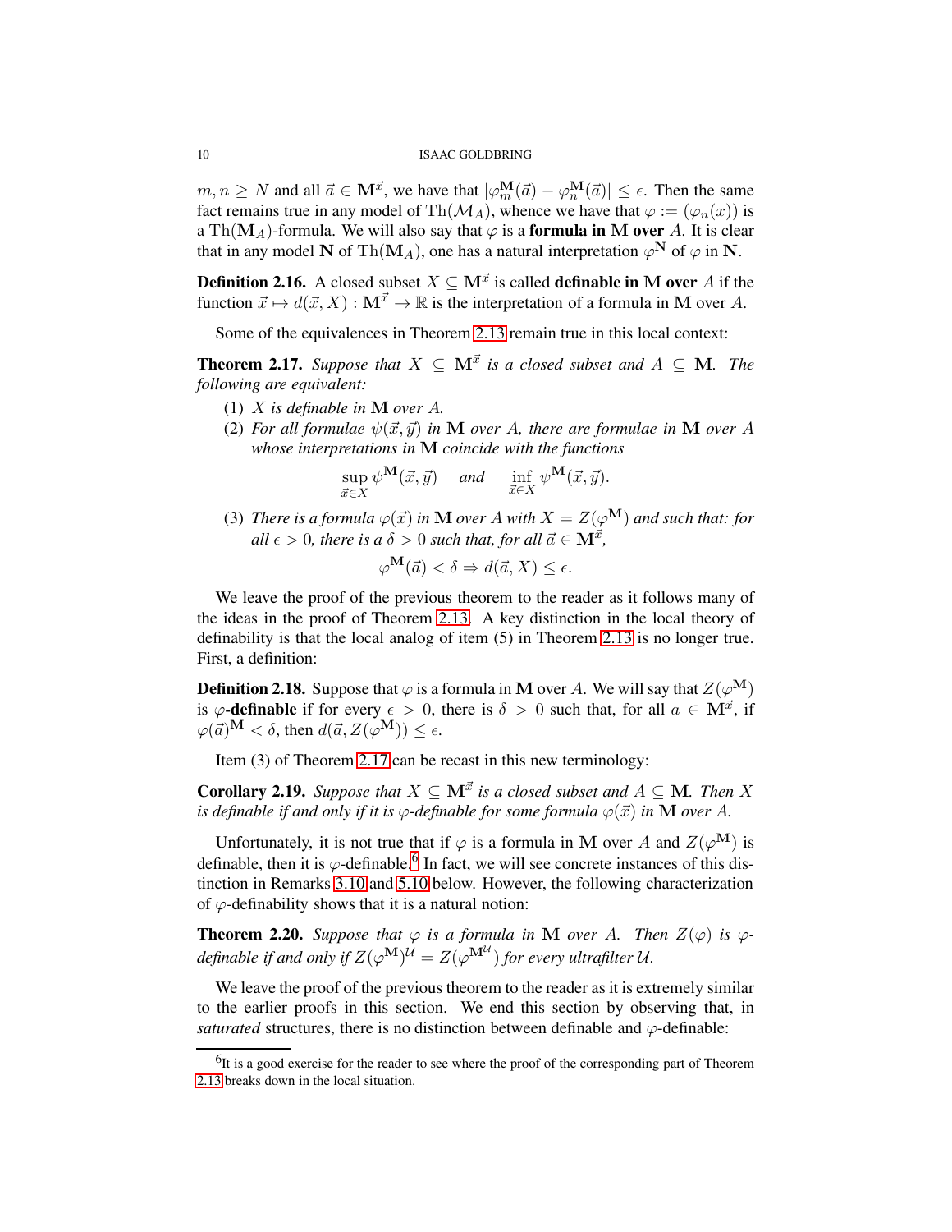$m, n \geq N$ and all $\vec{a} \in \mathbf{M}^{\vec{x}}$, we have that $|\varphi_m^{\mathbf{M}}(\vec{a}) - \varphi_n^{\mathbf{M}}(\vec{a})| \leq \epsilon$. Then the same fact remains true in any model of $\mathrm{Th}(\mathcal{M}_A)$, whence we have that $\varphi := (\varphi_n(x))$ is a $\mathrm{Th}(\mathbf{M}_A)$-formula. We will also say that $\varphi$ is a **formula in $\mathbf{M}$ over** $A$. It is clear that in any model $\mathbf{N}$ of $\mathrm{Th}(\mathbf{M}_A)$, one has a natural interpretation $\varphi^{\mathbf{N}}$ of $\varphi$ in $\mathbf{N}$.

**Definition 2.16.** A closed subset $X \subseteq \mathbf{M}^{\vec{x}}$ is called **definable in $\mathbf{M}$ over** $A$ if the function $\vec{x} \mapsto d(\vec{x}, X) : \mathbf{M}^{\vec{x}} \to \mathbb{R}$ is the interpretation of a formula in $\mathbf{M}$ over $A$.

Some of the equivalences in Theorem 2.13 remain true in this local context:

**Theorem 2.17.** *Suppose that $X \subseteq \mathbf{M}^{\vec{x}}$ is a closed subset and $A \subseteq \mathbf{M}$. The following are equivalent:*

1. *$X$ is definable in $\mathbf{M}$ over $A$.*
2. *For all formulae $\psi(\vec{x}, \vec{y})$ in $\mathbf{M}$ over $A$, there are formulae in $\mathbf{M}$ over $A$ whose interpretations in $\mathbf{M}$ coincide with the functions*
$$\sup_{\vec{x} \in X} \psi^{\mathbf{M}}(\vec{x}, \vec{y}) \quad \text{and} \quad \inf_{\vec{x} \in X} \psi^{\mathbf{M}}(\vec{x}, \vec{y}).$$
3. *There is a formula $\varphi(\vec{x})$ in $\mathbf{M}$ over $A$ with $X = Z(\varphi^{\mathbf{M}})$ and such that: for all $\epsilon > 0$, there is a $\delta > 0$ such that, for all $\vec{a} \in \mathbf{M}^{\vec{x}}$,*
$$\varphi^{\mathbf{M}}(\vec{a}) < \delta \Rightarrow d(\vec{a}, X) \leq \epsilon.$$

We leave the proof of the previous theorem to the reader as it follows many of the ideas in the proof of Theorem 2.13. A key distinction in the local theory of definability is that the local analog of item (5) in Theorem 2.13 is no longer true. First, a definition:

**Definition 2.18.** Suppose that $\varphi$ is a formula in $\mathbf{M}$ over $A$. We will say that $Z(\varphi^{\mathbf{M}})$ is **$\varphi$-definable** if for every $\epsilon > 0$, there is $\delta > 0$ such that, for all $a \in \mathbf{M}^{\vec{x}}$, if $\varphi(\vec{a})^{\mathbf{M}} < \delta$, then $d(\vec{a}, Z(\varphi^{\mathbf{M}})) \leq \epsilon$.

Item (3) of Theorem 2.17 can be recast in this new terminology:

**Corollary 2.19.** *Suppose that $X \subseteq \mathbf{M}^{\vec{x}}$ is a closed subset and $A \subseteq \mathbf{M}$. Then $X$ is definable if and only if it is $\varphi$-definable for some formula $\varphi(\vec{x})$ in $\mathbf{M}$ over $A$.*

Unfortunately, it is not true that if $\varphi$ is a formula in $\mathbf{M}$ over $A$ and $Z(\varphi^{\mathbf{M}})$ is definable, then it is $\varphi$-definable.[6] In fact, we will see concrete instances of this distinction in Remarks 3.10 and 5.10 below. However, the following characterization of $\varphi$-definability shows that it is a natural notion:

**Theorem 2.20.** *Suppose that $\varphi$ is a formula in $\mathbf{M}$ over $A$. Then $Z(\varphi)$ is $\varphi$-definable if and only if $Z(\varphi^{\mathbf{M}})^{\mathcal{U}} = Z(\varphi^{\mathbf{M}^{\mathcal{U}}})$ for every ultrafilter $\mathcal{U}$.*

We leave the proof of the previous theorem to the reader as it is extremely similar to the earlier proofs in this section. We end this section by observing that, in *saturated* structures, there is no distinction between definable and $\varphi$-definable:

[6] It is a good exercise for the reader to see where the proof of the corresponding part of Theorem 2.13 breaks down in the local situation.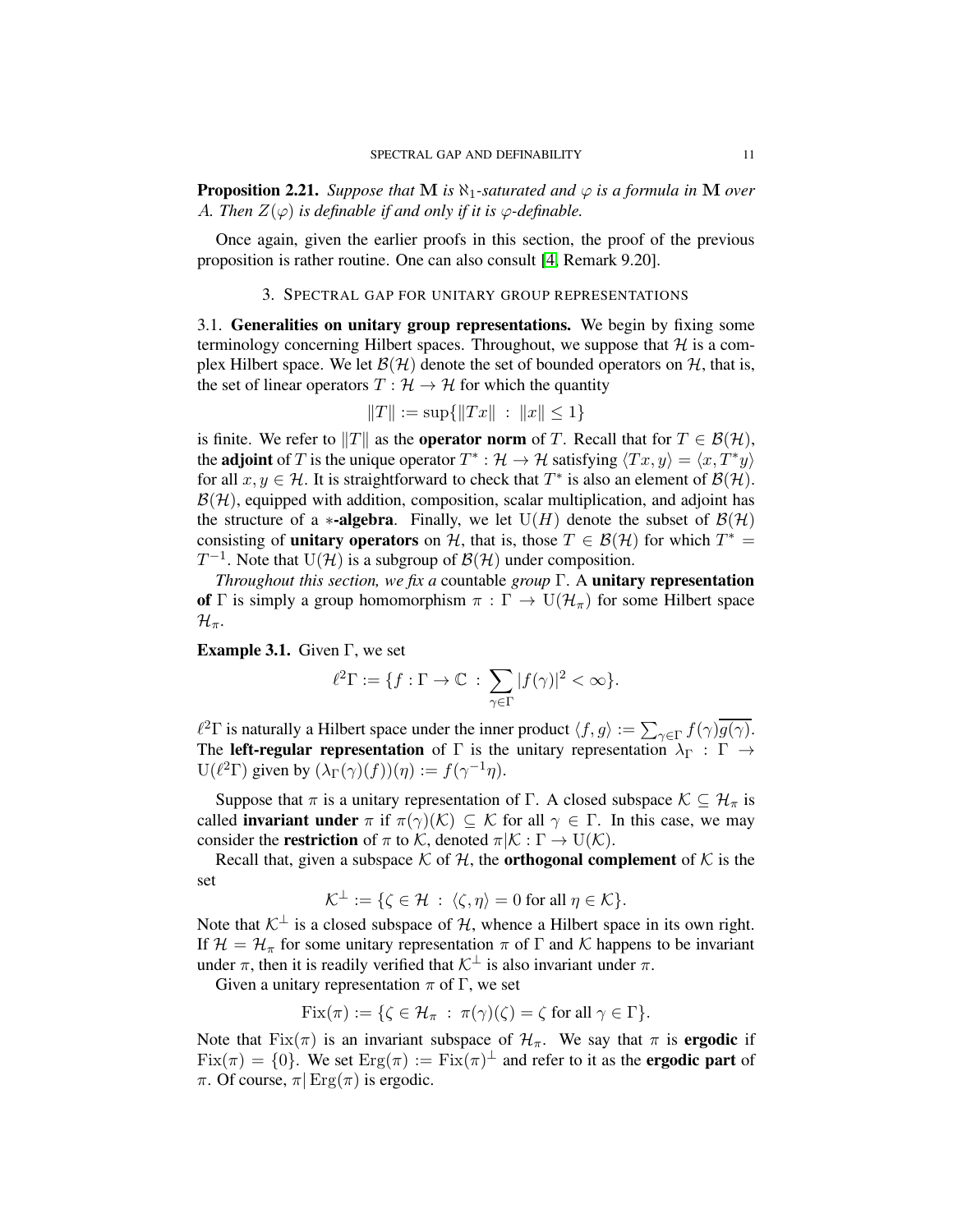**Proposition 2.21.** *Suppose that* $\mathbf{M}$ *is* $\aleph_1$*-saturated and* $\varphi$ *is a formula in* $\mathbf{M}$ *over* $A$*. Then* $Z(\varphi)$ *is definable if and only if it is* $\varphi$*-definable.*

Once again, given the earlier proofs in this section, the proof of the previous proposition is rather routine. One can also consult [4, Remark 9.20].

## 3. Spectral gap for unitary group representations

3.1. **Generalities on unitary group representations.** We begin by fixing some terminology concerning Hilbert spaces. Throughout, we suppose that $\mathcal{H}$ is a complex Hilbert space. We let $\mathcal{B}(\mathcal{H})$ denote the set of bounded operators on $\mathcal{H}$, that is, the set of linear operators $T : \mathcal{H} \to \mathcal{H}$ for which the quantity

$$\|T\| := \sup\{\|Tx\| \ : \ \|x\| \leq 1\}$$

is finite. We refer to $\|T\|$ as the **operator norm** of $T$. Recall that for $T \in \mathcal{B}(\mathcal{H})$, the **adjoint** of $T$ is the unique operator $T^* : \mathcal{H} \to \mathcal{H}$ satisfying $\langle Tx, y\rangle = \langle x, T^*y\rangle$ for all $x, y \in \mathcal{H}$. It is straightforward to check that $T^*$ is also an element of $\mathcal{B}(\mathcal{H})$. $\mathcal{B}(\mathcal{H})$, equipped with addition, composition, scalar multiplication, and adjoint has the structure of a $*$**-algebra**. Finally, we let $\mathrm{U}(H)$ denote the subset of $\mathcal{B}(\mathcal{H})$ consisting of **unitary operators** on $\mathcal{H}$, that is, those $T \in \mathcal{B}(\mathcal{H})$ for which $T^* = T^{-1}$. Note that $\mathrm{U}(\mathcal{H})$ is a subgroup of $\mathcal{B}(\mathcal{H})$ under composition.

*Throughout this section, we fix a* countable *group* $\Gamma$. A **unitary representation of** $\Gamma$ is simply a group homomorphism $\pi : \Gamma \to \mathrm{U}(\mathcal{H}_\pi)$ for some Hilbert space $\mathcal{H}_\pi$.

**Example 3.1.** Given $\Gamma$, we set

$$\ell^2\Gamma := \{f : \Gamma \to \mathbb{C} \ : \ \sum_{\gamma \in \Gamma} |f(\gamma)|^2 < \infty\}.$$

$\ell^2\Gamma$ is naturally a Hilbert space under the inner product $\langle f, g\rangle := \sum_{\gamma\in\Gamma} f(\gamma)\overline{g(\gamma)}$. The **left-regular representation** of $\Gamma$ is the unitary representation $\lambda_\Gamma : \Gamma \to \mathrm{U}(\ell^2\Gamma)$ given by $(\lambda_\Gamma(\gamma)(f))(\eta) := f(\gamma^{-1}\eta)$.

Suppose that $\pi$ is a unitary representation of $\Gamma$. A closed subspace $\mathcal{K} \subseteq \mathcal{H}_\pi$ is called **invariant under** $\pi$ if $\pi(\gamma)(\mathcal{K}) \subseteq \mathcal{K}$ for all $\gamma \in \Gamma$. In this case, we may consider the **restriction** of $\pi$ to $\mathcal{K}$, denoted $\pi|\mathcal{K} : \Gamma \to \mathrm{U}(\mathcal{K})$.

Recall that, given a subspace $\mathcal{K}$ of $\mathcal{H}$, the **orthogonal complement** of $\mathcal{K}$ is the set

$$\mathcal{K}^\perp := \{\zeta \in \mathcal{H} \ : \ \langle \zeta, \eta\rangle = 0 \text{ for all } \eta \in \mathcal{K}\}.$$

Note that $\mathcal{K}^\perp$ is a closed subspace of $\mathcal{H}$, whence a Hilbert space in its own right. If $\mathcal{H} = \mathcal{H}_\pi$ for some unitary representation $\pi$ of $\Gamma$ and $\mathcal{K}$ happens to be invariant under $\pi$, then it is readily verified that $\mathcal{K}^\perp$ is also invariant under $\pi$.

Given a unitary representation $\pi$ of $\Gamma$, we set

$$\mathrm{Fix}(\pi) := \{\zeta \in \mathcal{H}_\pi \ : \ \pi(\gamma)(\zeta) = \zeta \text{ for all } \gamma \in \Gamma\}.$$

Note that $\mathrm{Fix}(\pi)$ is an invariant subspace of $\mathcal{H}_\pi$. We say that $\pi$ is **ergodic** if $\mathrm{Fix}(\pi) = \{0\}$. We set $\mathrm{Erg}(\pi) := \mathrm{Fix}(\pi)^\perp$ and refer to it as the **ergodic part** of $\pi$. Of course, $\pi|\,\mathrm{Erg}(\pi)$ is ergodic.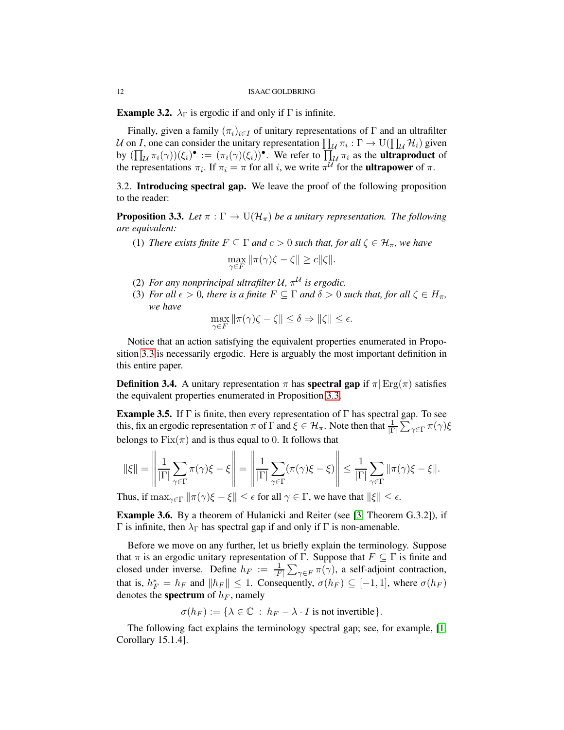**Example 3.2.** $\lambda_\Gamma$ is ergodic if and only if $\Gamma$ is infinite.

Finally, given a family $(\pi_i)_{i\in I}$ of unitary representations of $\Gamma$ and an ultrafilter $\mathcal{U}$ on $I$, one can consider the unitary representation $\prod_{\mathcal{U}} \pi_i : \Gamma \to \mathrm{U}(\prod_{\mathcal{U}} \mathcal{H}_i)$ given by $(\prod_{\mathcal{U}} \pi_i(\gamma))(\xi_i)^\bullet := (\pi_i(\gamma)(\xi_i))^\bullet$. We refer to $\prod_{\mathcal{U}} \pi_i$ as the **ultraproduct** of the representations $\pi_i$. If $\pi_i = \pi$ for all $i$, we write $\pi^{\mathcal{U}}$ for the **ultrapower** of $\pi$.

3.2. **Introducing spectral gap.** We leave the proof of the following proposition to the reader:

**Proposition 3.3.** *Let $\pi : \Gamma \to \mathrm{U}(\mathcal{H}_\pi)$ be a unitary representation. The following are equivalent:*

1. *There exists finite $F \subseteq \Gamma$ and $c > 0$ such that, for all $\zeta \in \mathcal{H}_\pi$, we have*
$$\max_{\gamma\in F} \|\pi(\gamma)\zeta - \zeta\| \geq c\|\zeta\|.$$
2. *For any nonprincipal ultrafilter $\mathcal{U}$, $\pi^{\mathcal{U}}$ is ergodic.*
3. *For all $\epsilon > 0$, there is a finite $F \subseteq \Gamma$ and $\delta > 0$ such that, for all $\zeta \in H_\pi$, we have*
$$\max_{\gamma\in F} \|\pi(\gamma)\zeta - \zeta\| \leq \delta \Rightarrow \|\zeta\| \leq \epsilon.$$

Notice that an action satisfying the equivalent properties enumerated in Proposition 3.3 is necessarily ergodic. Here is arguably the most important definition in this entire paper.

**Definition 3.4.** A unitary representation $\pi$ has **spectral gap** if $\pi|\operatorname{Erg}(\pi)$ satisfies the equivalent properties enumerated in Proposition 3.3.

**Example 3.5.** If $\Gamma$ is finite, then every representation of $\Gamma$ has spectral gap. To see this, fix an ergodic representation $\pi$ of $\Gamma$ and $\xi \in \mathcal{H}_\pi$. Note then that $\frac{1}{|\Gamma|}\sum_{\gamma\in\Gamma}\pi(\gamma)\xi$ belongs to $\operatorname{Fix}(\pi)$ and is thus equal to 0. It follows that

$$\|\xi\| = \left\| \frac{1}{|\Gamma|}\sum_{\gamma\in\Gamma}\pi(\gamma)\xi - \xi \right\| = \left\| \frac{1}{|\Gamma|}\sum_{\gamma\in\Gamma}(\pi(\gamma)\xi - \xi) \right\| \leq \frac{1}{|\Gamma|}\sum_{\gamma\in\Gamma}\|\pi(\gamma)\xi - \xi\|.$$

Thus, if $\max_{\gamma\in\Gamma}\|\pi(\gamma)\xi - \xi\| \leq \epsilon$ for all $\gamma \in \Gamma$, we have that $\|\xi\| \leq \epsilon$.

**Example 3.6.** By a theorem of Hulanicki and Reiter (see [3, Theorem G.3.2]), if $\Gamma$ is infinite, then $\lambda_\Gamma$ has spectral gap if and only if $\Gamma$ is non-amenable.

Before we move on any further, let us briefly explain the terminology. Suppose that $\pi$ is an ergodic unitary representation of $\Gamma$. Suppose that $F \subseteq \Gamma$ is finite and closed under inverse. Define $h_F := \frac{1}{|F|}\sum_{\gamma\in F}\pi(\gamma)$, a self-adjoint contraction, that is, $h_F^* = h_F$ and $\|h_F\| \leq 1$. Consequently, $\sigma(h_F) \subseteq [-1, 1]$, where $\sigma(h_F)$ denotes the **spectrum** of $h_F$, namely

$$\sigma(h_F) := \{\lambda \in \mathbb{C} \ : \ h_F - \lambda \cdot I \text{ is not invertible}\}.$$

The following fact explains the terminology spectral gap; see, for example, [1, Corollary 15.1.4].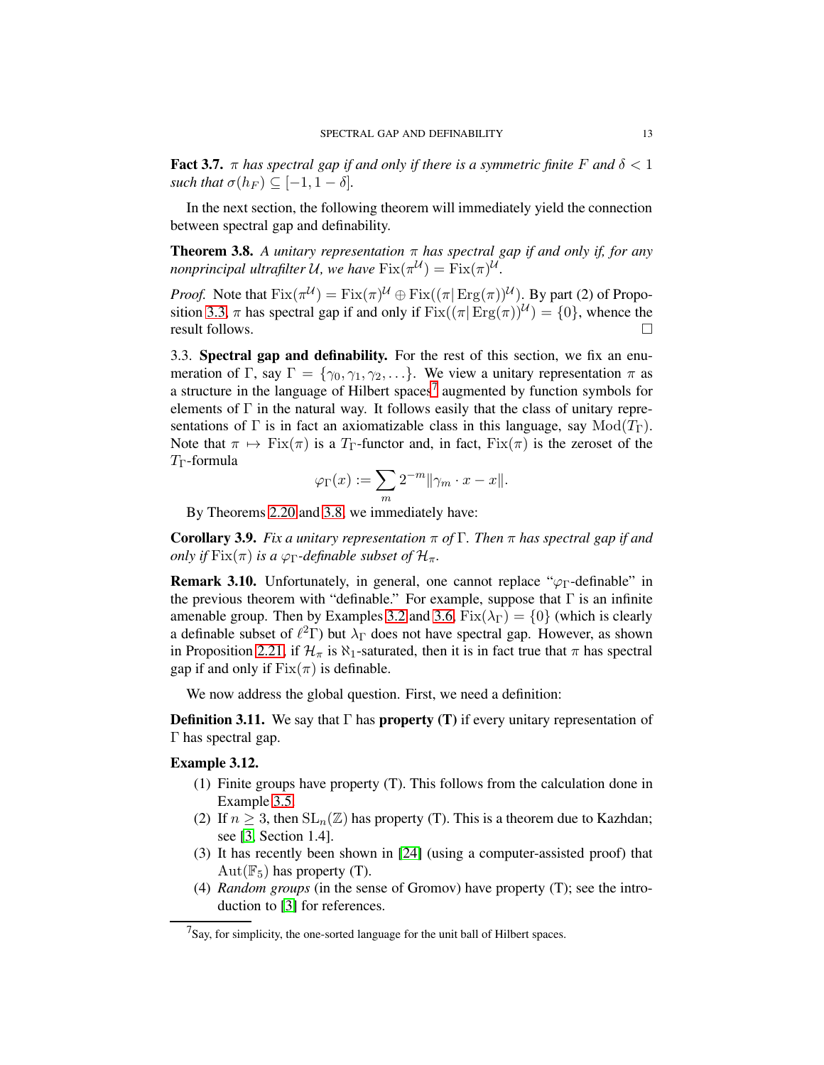**Fact 3.7.** *$\pi$ has spectral gap if and only if there is a symmetric finite $F$ and $\delta < 1$ such that $\sigma(h_F) \subseteq [-1, 1-\delta]$.*

In the next section, the following theorem will immediately yield the connection between spectral gap and definability.

**Theorem 3.8.** *A unitary representation $\pi$ has spectral gap if and only if, for any nonprincipal ultrafilter $\mathcal{U}$, we have $\mathrm{Fix}(\pi^{\mathcal{U}}) = \mathrm{Fix}(\pi)^{\mathcal{U}}$.*

*Proof.* Note that $\mathrm{Fix}(\pi^{\mathcal{U}}) = \mathrm{Fix}(\pi)^{\mathcal{U}} \oplus \mathrm{Fix}((\pi|\,\mathrm{Erg}(\pi))^{\mathcal{U}})$. By part (2) of Proposition 3.3, $\pi$ has spectral gap if and only if $\mathrm{Fix}((\pi|\,\mathrm{Erg}(\pi))^{\mathcal{U}}) = \{0\}$, whence the result follows. $\square$

3.3. **Spectral gap and definability.** For the rest of this section, we fix an enumeration of $\Gamma$, say $\Gamma = \{\gamma_0, \gamma_1, \gamma_2, \ldots\}$. We view a unitary representation $\pi$ as a structure in the language of Hilbert spaces[7] augmented by function symbols for elements of $\Gamma$ in the natural way. It follows easily that the class of unitary representations of $\Gamma$ is in fact an axiomatizable class in this language, say $\mathrm{Mod}(T_\Gamma)$. Note that $\pi \mapsto \mathrm{Fix}(\pi)$ is a $T_\Gamma$-functor and, in fact, $\mathrm{Fix}(\pi)$ is the zeroset of the $T_\Gamma$-formula

$$\varphi_\Gamma(x) := \sum_m 2^{-m} \|\gamma_m \cdot x - x\|.$$

By Theorems 2.20 and 3.8, we immediately have:

**Corollary 3.9.** *Fix a unitary representation $\pi$ of $\Gamma$. Then $\pi$ has spectral gap if and only if $\mathrm{Fix}(\pi)$ is a $\varphi_\Gamma$-definable subset of $\mathcal{H}_\pi$.*

**Remark 3.10.** Unfortunately, in general, one cannot replace "$\varphi_\Gamma$-definable" in the previous theorem with "definable." For example, suppose that $\Gamma$ is an infinite amenable group. Then by Examples 3.2 and 3.6, $\mathrm{Fix}(\lambda_\Gamma) = \{0\}$ (which is clearly a definable subset of $\ell^2\Gamma$) but $\lambda_\Gamma$ does not have spectral gap. However, as shown in Proposition 2.21, if $\mathcal{H}_\pi$ is $\aleph_1$-saturated, then it is in fact true that $\pi$ has spectral gap if and only if $\mathrm{Fix}(\pi)$ is definable.

We now address the global question. First, we need a definition:

**Definition 3.11.** We say that $\Gamma$ has **property (T)** if every unitary representation of $\Gamma$ has spectral gap.

**Example 3.12.**

1. Finite groups have property (T). This follows from the calculation done in Example 3.5.
2. If $n \geq 3$, then $\mathrm{SL}_n(\mathbb{Z})$ has property (T). This is a theorem due to Kazhdan; see [3, Section 1.4].
3. It has recently been shown in [24] (using a computer-assisted proof) that $\mathrm{Aut}(\mathbb{F}_5)$ has property (T).
4. *Random groups* (in the sense of Gromov) have property (T); see the introduction to [3] for references.

[7] Say, for simplicity, the one-sorted language for the unit ball of Hilbert spaces.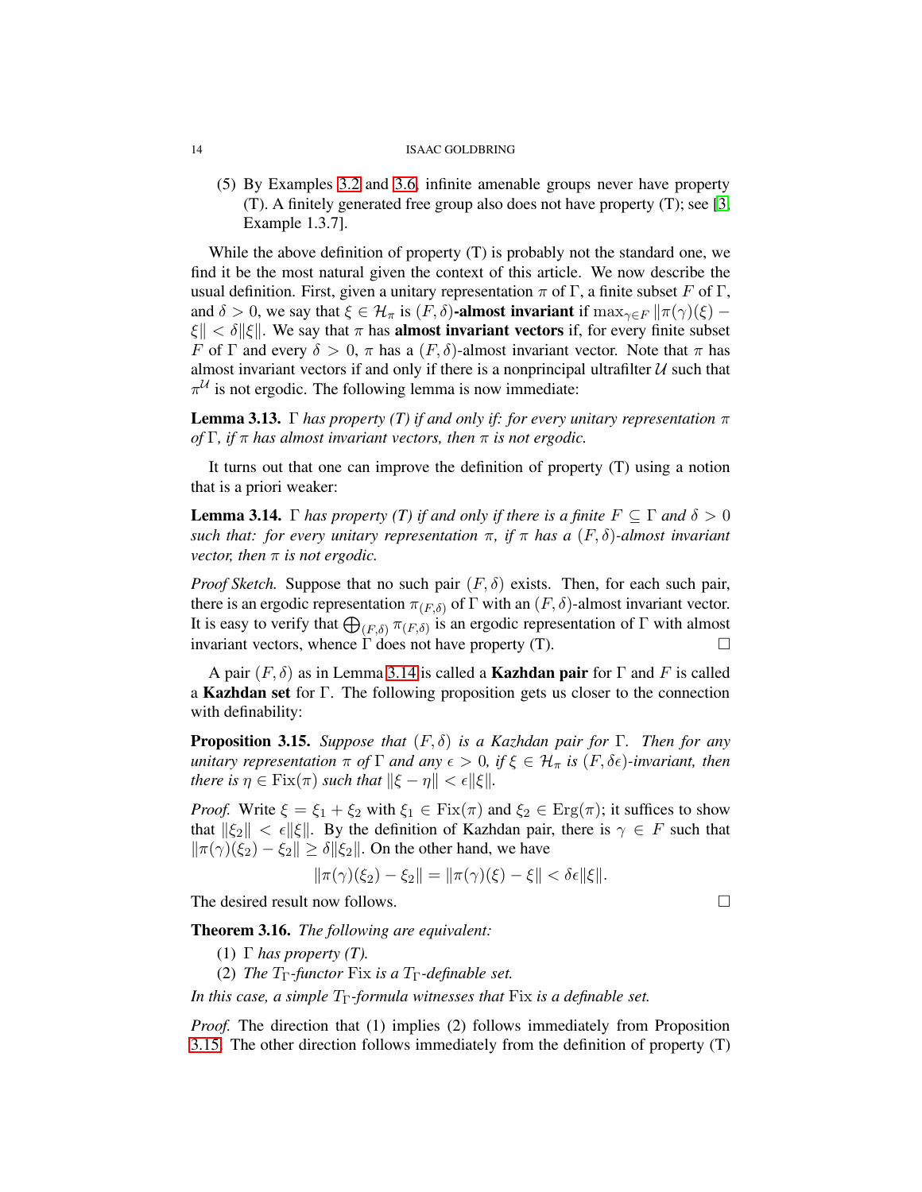(5) By Examples 3.2 and 3.6, infinite amenable groups never have property (T). A finitely generated free group also does not have property (T); see [3, Example 1.3.7].

While the above definition of property (T) is probably not the standard one, we find it be the most natural given the context of this article. We now describe the usual definition. First, given a unitary representation $\pi$ of $\Gamma$, a finite subset $F$ of $\Gamma$, and $\delta > 0$, we say that $\xi \in \mathcal{H}_\pi$ is $(F, \delta)$**-almost invariant** if $\max_{\gamma \in F} \|\pi(\gamma)(\xi) - \xi\| < \delta\|\xi\|$. We say that $\pi$ has **almost invariant vectors** if, for every finite subset $F$ of $\Gamma$ and every $\delta > 0$, $\pi$ has a $(F, \delta)$-almost invariant vector. Note that $\pi$ has almost invariant vectors if and only if there is a nonprincipal ultrafilter $\mathcal{U}$ such that $\pi^{\mathcal{U}}$ is not ergodic. The following lemma is now immediate:

**Lemma 3.13.** *$\Gamma$ has property (T) if and only if: for every unitary representation $\pi$ of $\Gamma$, if $\pi$ has almost invariant vectors, then $\pi$ is not ergodic.*

It turns out that one can improve the definition of property (T) using a notion that is a priori weaker:

**Lemma 3.14.** *$\Gamma$ has property (T) if and only if there is a finite $F \subseteq \Gamma$ and $\delta > 0$ such that: for every unitary representation $\pi$, if $\pi$ has a $(F, \delta)$-almost invariant vector, then $\pi$ is not ergodic.*

*Proof Sketch.* Suppose that no such pair $(F, \delta)$ exists. Then, for each such pair, there is an ergodic representation $\pi_{(F,\delta)}$ of $\Gamma$ with an $(F, \delta)$-almost invariant vector. It is easy to verify that $\bigoplus_{(F,\delta)} \pi_{(F,\delta)}$ is an ergodic representation of $\Gamma$ with almost invariant vectors, whence $\Gamma$ does not have property (T). $\square$

A pair $(F, \delta)$ as in Lemma 3.14 is called a **Kazhdan pair** for $\Gamma$ and $F$ is called a **Kazhdan set** for $\Gamma$. The following proposition gets us closer to the connection with definability:

**Proposition 3.15.** *Suppose that $(F, \delta)$ is a Kazhdan pair for $\Gamma$. Then for any unitary representation $\pi$ of $\Gamma$ and any $\epsilon > 0$, if $\xi \in \mathcal{H}_\pi$ is $(F, \delta\epsilon)$-invariant, then there is $\eta \in \mathrm{Fix}(\pi)$ such that $\|\xi - \eta\| < \epsilon\|\xi\|$.*

*Proof.* Write $\xi = \xi_1 + \xi_2$ with $\xi_1 \in \mathrm{Fix}(\pi)$ and $\xi_2 \in \mathrm{Erg}(\pi)$; it suffices to show that $\|\xi_2\| < \epsilon\|\xi\|$. By the definition of Kazhdan pair, there is $\gamma \in F$ such that $\|\pi(\gamma)(\xi_2) - \xi_2\| \geq \delta\|\xi_2\|$. On the other hand, we have

$$\|\pi(\gamma)(\xi_2) - \xi_2\| = \|\pi(\gamma)(\xi) - \xi\| < \delta\epsilon\|\xi\|.$$

The desired result now follows. $\square$

**Theorem 3.16.** *The following are equivalent:*

(1) *$\Gamma$ has property (T).*
(2) *The $T_\Gamma$-functor $\mathrm{Fix}$ is a $T_\Gamma$-definable set.*

*In this case, a simple $T_\Gamma$-formula witnesses that $\mathrm{Fix}$ is a definable set.*

*Proof.* The direction that (1) implies (2) follows immediately from Proposition 3.15. The other direction follows immediately from the definition of property (T)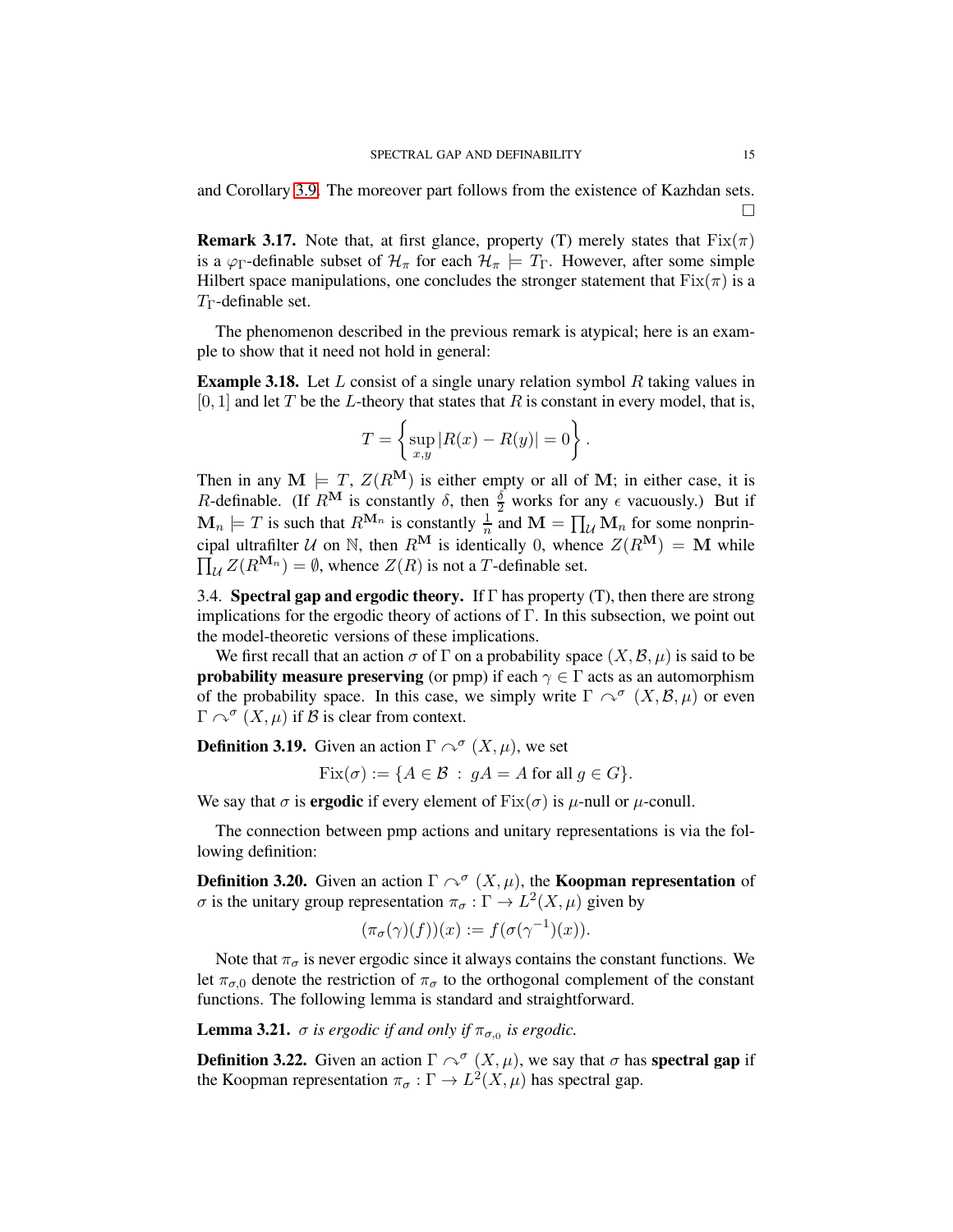and Corollary 3.9. The moreover part follows from the existence of Kazhdan sets. □

**Remark 3.17.** Note that, at first glance, property (T) merely states that $\mathrm{Fix}(\pi)$ is a $\varphi_\Gamma$-definable subset of $\mathcal{H}_\pi$ for each $\mathcal{H}_\pi \models T_\Gamma$. However, after some simple Hilbert space manipulations, one concludes the stronger statement that $\mathrm{Fix}(\pi)$ is a $T_\Gamma$-definable set.

The phenomenon described in the previous remark is atypical; here is an example to show that it need not hold in general:

**Example 3.18.** Let $L$ consist of a single unary relation symbol $R$ taking values in $[0, 1]$ and let $T$ be the $L$-theory that states that $R$ is constant in every model, that is,

$$T = \left\{ \sup_{x,y} |R(x) - R(y)| = 0 \right\}.$$

Then in any $\mathbf{M} \models T$, $Z(R^{\mathbf{M}})$ is either empty or all of $\mathbf{M}$; in either case, it is $R$-definable. (If $R^{\mathbf{M}}$ is constantly $\delta$, then $\frac{\delta}{2}$ works for any $\epsilon$ vacuously.) But if $\mathbf{M}_n \models T$ is such that $R^{\mathbf{M}_n}$ is constantly $\frac{1}{n}$ and $\mathbf{M} = \prod_{\mathcal{U}} \mathbf{M}_n$ for some nonprincipal ultrafilter $\mathcal{U}$ on $\mathbb{N}$, then $R^{\mathbf{M}}$ is identically 0, whence $Z(R^{\mathbf{M}}) = \mathbf{M}$ while $\prod_{\mathcal{U}} Z(R^{\mathbf{M}_n}) = \emptyset$, whence $Z(R)$ is not a $T$-definable set.

## 3.4. Spectral gap and ergodic theory.

If $\Gamma$ has property (T), then there are strong implications for the ergodic theory of actions of $\Gamma$. In this subsection, we point out the model-theoretic versions of these implications.

We first recall that an action $\sigma$ of $\Gamma$ on a probability space $(X, \mathcal{B}, \mu)$ is said to be **probability measure preserving** (or pmp) if each $\gamma \in \Gamma$ acts as an automorphism of the probability space. In this case, we simply write $\Gamma \curvearrowright^\sigma (X, \mathcal{B}, \mu)$ or even $\Gamma \curvearrowright^\sigma (X, \mu)$ if $\mathcal{B}$ is clear from context.

**Definition 3.19.** Given an action $\Gamma \curvearrowright^\sigma (X, \mu)$, we set

$$\mathrm{Fix}(\sigma) := \{A \in \mathcal{B} \, : \, gA = A \text{ for all } g \in G\}.$$

We say that $\sigma$ is **ergodic** if every element of $\mathrm{Fix}(\sigma)$ is $\mu$-null or $\mu$-conull.

The connection between pmp actions and unitary representations is via the following definition:

**Definition 3.20.** Given an action $\Gamma \curvearrowright^\sigma (X, \mu)$, the **Koopman representation** of $\sigma$ is the unitary group representation $\pi_\sigma : \Gamma \to L^2(X, \mu)$ given by

$$(\pi_\sigma(\gamma)(f))(x) := f(\sigma(\gamma^{-1})(x)).$$

Note that $\pi_\sigma$ is never ergodic since it always contains the constant functions. We let $\pi_{\sigma,0}$ denote the restriction of $\pi_\sigma$ to the orthogonal complement of the constant functions. The following lemma is standard and straightforward.

**Lemma 3.21.** *$\sigma$ is ergodic if and only if $\pi_{\sigma,0}$ is ergodic.*

**Definition 3.22.** Given an action $\Gamma \curvearrowright^\sigma (X, \mu)$, we say that $\sigma$ has **spectral gap** if the Koopman representation $\pi_\sigma : \Gamma \to L^2(X, \mu)$ has spectral gap.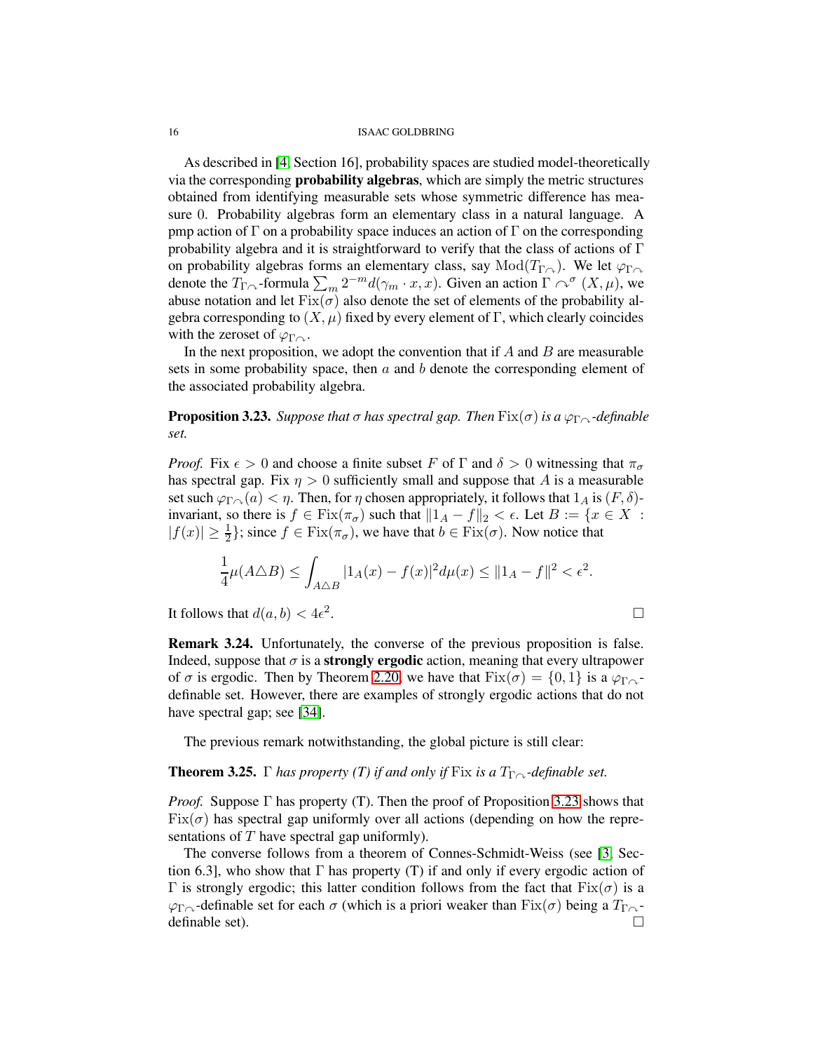As described in [4, Section 16], probability spaces are studied model-theoretically via the corresponding **probability algebras**, which are simply the metric structures obtained from identifying measurable sets whose symmetric difference has measure 0. Probability algebras form an elementary class in a natural language. A pmp action of $\Gamma$ on a probability space induces an action of $\Gamma$ on the corresponding probability algebra and it is straightforward to verify that the class of actions of $\Gamma$ on probability algebras forms an elementary class, say $\mathrm{Mod}(T_{\Gamma\curvearrowright})$. We let $\varphi_{\Gamma\curvearrowright}$ denote the $T_{\Gamma\curvearrowright}$-formula $\sum_m 2^{-m} d(\gamma_m \cdot x, x)$. Given an action $\Gamma \curvearrowright^{\sigma} (X,\mu)$, we abuse notation and let $\mathrm{Fix}(\sigma)$ also denote the set of elements of the probability algebra corresponding to $(X,\mu)$ fixed by every element of $\Gamma$, which clearly coincides with the zeroset of $\varphi_{\Gamma\curvearrowright}$.

In the next proposition, we adopt the convention that if $A$ and $B$ are measurable sets in some probability space, then $a$ and $b$ denote the corresponding element of the associated probability algebra.

**Proposition 3.23.** *Suppose that $\sigma$ has spectral gap. Then $\mathrm{Fix}(\sigma)$ is a $\varphi_{\Gamma\curvearrowright}$-definable set.*

*Proof.* Fix $\epsilon > 0$ and choose a finite subset $F$ of $\Gamma$ and $\delta > 0$ witnessing that $\pi_\sigma$ has spectral gap. Fix $\eta > 0$ sufficiently small and suppose that $A$ is a measurable set such $\varphi_{\Gamma\curvearrowright}(a) < \eta$. Then, for $\eta$ chosen appropriately, it follows that $1_A$ is $(F,\delta)$-invariant, so there is $f \in \mathrm{Fix}(\pi_\sigma)$ such that $\|1_A - f\|_2 < \epsilon$. Let $B := \{x \in X : |f(x)| \geq \frac{1}{2}\}$; since $f \in \mathrm{Fix}(\pi_\sigma)$, we have that $b \in \mathrm{Fix}(\sigma)$. Now notice that

$$\frac{1}{4}\mu(A \triangle B) \leq \int_{A\triangle B} |1_A(x) - f(x)|^2 d\mu(x) \leq \|1_A - f\|^2 < \epsilon^2.$$

It follows that $d(a,b) < 4\epsilon^2$. □

**Remark 3.24.** Unfortunately, the converse of the previous proposition is false. Indeed, suppose that $\sigma$ is a **strongly ergodic** action, meaning that every ultrapower of $\sigma$ is ergodic. Then by Theorem 2.20, we have that $\mathrm{Fix}(\sigma) = \{0,1\}$ is a $\varphi_{\Gamma\curvearrowright}$-definable set. However, there are examples of strongly ergodic actions that do not have spectral gap; see [34].

The previous remark notwithstanding, the global picture is still clear:

**Theorem 3.25.** *$\Gamma$ has property (T) if and only if $\mathrm{Fix}$ is a $T_{\Gamma\curvearrowright}$-definable set.*

*Proof.* Suppose $\Gamma$ has property (T). Then the proof of Proposition 3.23 shows that $\mathrm{Fix}(\sigma)$ has spectral gap uniformly over all actions (depending on how the representations of $T$ have spectral gap uniformly).

The converse follows from a theorem of Connes-Schmidt-Weiss (see [3, Section 6.3], who show that $\Gamma$ has property (T) if and only if every ergodic action of $\Gamma$ is strongly ergodic; this latter condition follows from the fact that $\mathrm{Fix}(\sigma)$ is a $\varphi_{\Gamma\curvearrowright}$-definable set for each $\sigma$ (which is a priori weaker than $\mathrm{Fix}(\sigma)$ being a $T_{\Gamma\curvearrowright}$-definable set). □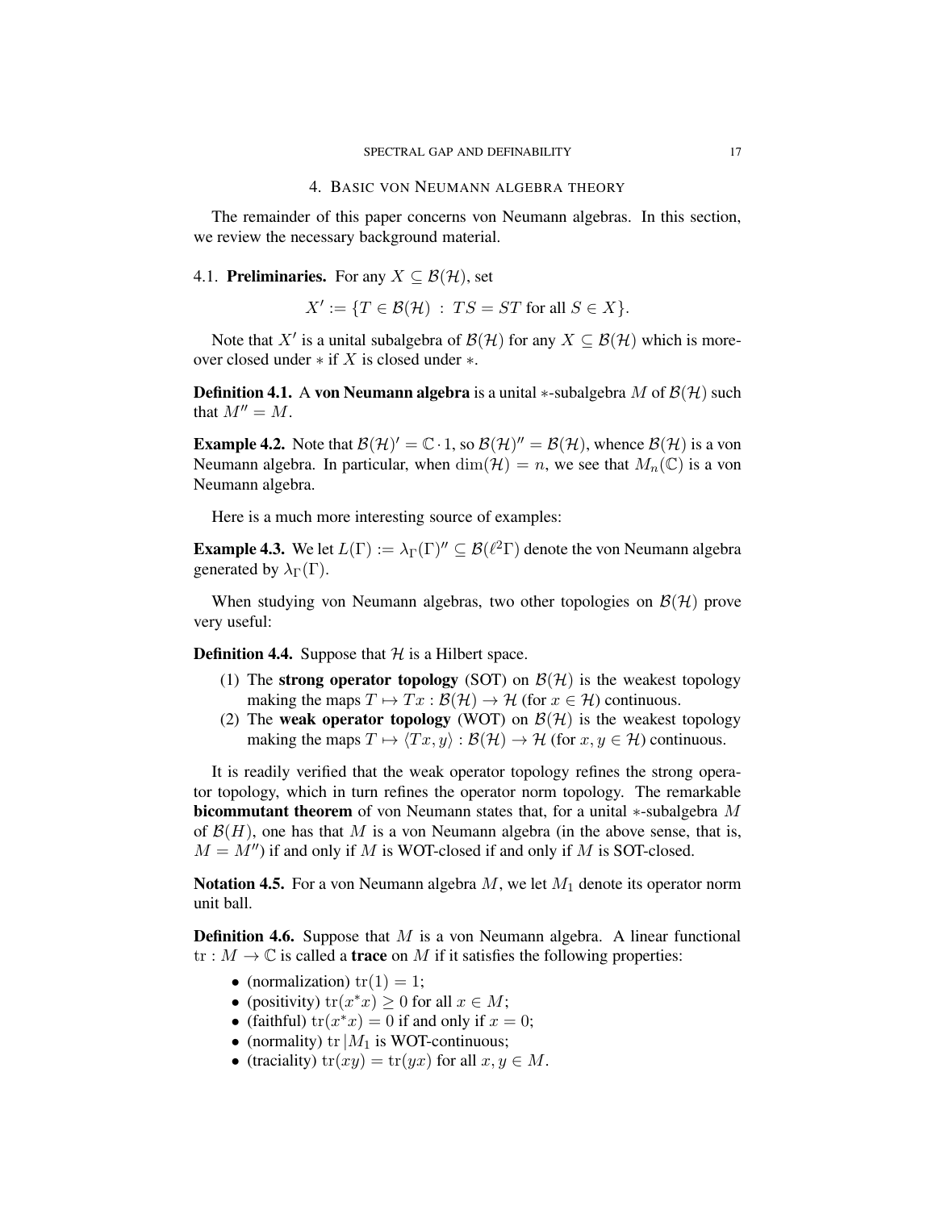## 4. Basic von Neumann algebra theory

The remainder of this paper concerns von Neumann algebras. In this section, we review the necessary background material.

### 4.1. Preliminaries.

For any $X \subseteq \mathcal{B}(\mathcal{H})$, set

$$X' := \{T \in \mathcal{B}(\mathcal{H}) \, : \, TS = ST \text{ for all } S \in X\}.$$

Note that $X'$ is a unital subalgebra of $\mathcal{B}(\mathcal{H})$ for any $X \subseteq \mathcal{B}(\mathcal{H})$ which is moreover closed under $*$ if $X$ is closed under $*$.

**Definition 4.1.** A **von Neumann algebra** is a unital $*$-subalgebra $M$ of $\mathcal{B}(\mathcal{H})$ such that $M'' = M$.

**Example 4.2.** Note that $\mathcal{B}(\mathcal{H})' = \mathbb{C} \cdot 1$, so $\mathcal{B}(\mathcal{H})'' = \mathcal{B}(\mathcal{H})$, whence $\mathcal{B}(\mathcal{H})$ is a von Neumann algebra. In particular, when $\dim(\mathcal{H}) = n$, we see that $M_n(\mathbb{C})$ is a von Neumann algebra.

Here is a much more interesting source of examples:

**Example 4.3.** We let $L(\Gamma) := \lambda_\Gamma(\Gamma)'' \subseteq \mathcal{B}(\ell^2\Gamma)$ denote the von Neumann algebra generated by $\lambda_\Gamma(\Gamma)$.

When studying von Neumann algebras, two other topologies on $\mathcal{B}(\mathcal{H})$ prove very useful:

**Definition 4.4.** Suppose that $\mathcal{H}$ is a Hilbert space.

1. The **strong operator topology** (SOT) on $\mathcal{B}(\mathcal{H})$ is the weakest topology making the maps $T \mapsto Tx : \mathcal{B}(\mathcal{H}) \to \mathcal{H}$ (for $x \in \mathcal{H}$) continuous.
2. The **weak operator topology** (WOT) on $\mathcal{B}(\mathcal{H})$ is the weakest topology making the maps $T \mapsto \langle Tx, y \rangle : \mathcal{B}(\mathcal{H}) \to \mathcal{H}$ (for $x, y \in \mathcal{H}$) continuous.

It is readily verified that the weak operator topology refines the strong operator topology, which in turn refines the operator norm topology. The remarkable **bicommutant theorem** of von Neumann states that, for a unital $*$-subalgebra $M$ of $\mathcal{B}(H)$, one has that $M$ is a von Neumann algebra (in the above sense, that is, $M = M''$) if and only if $M$ is WOT-closed if and only if $M$ is SOT-closed.

**Notation 4.5.** For a von Neumann algebra $M$, we let $M_1$ denote its operator norm unit ball.

**Definition 4.6.** Suppose that $M$ is a von Neumann algebra. A linear functional $\mathrm{tr} : M \to \mathbb{C}$ is called a **trace** on $M$ if it satisfies the following properties:

- (normalization) $\mathrm{tr}(1) = 1$;
- (positivity) $\mathrm{tr}(x^*x) \geq 0$ for all $x \in M$;
- (faithful) $\mathrm{tr}(x^*x) = 0$ if and only if $x = 0$;
- (normality) $\mathrm{tr}\,|M_1$ is WOT-continuous;
- (traciality) $\mathrm{tr}(xy) = \mathrm{tr}(yx)$ for all $x, y \in M$.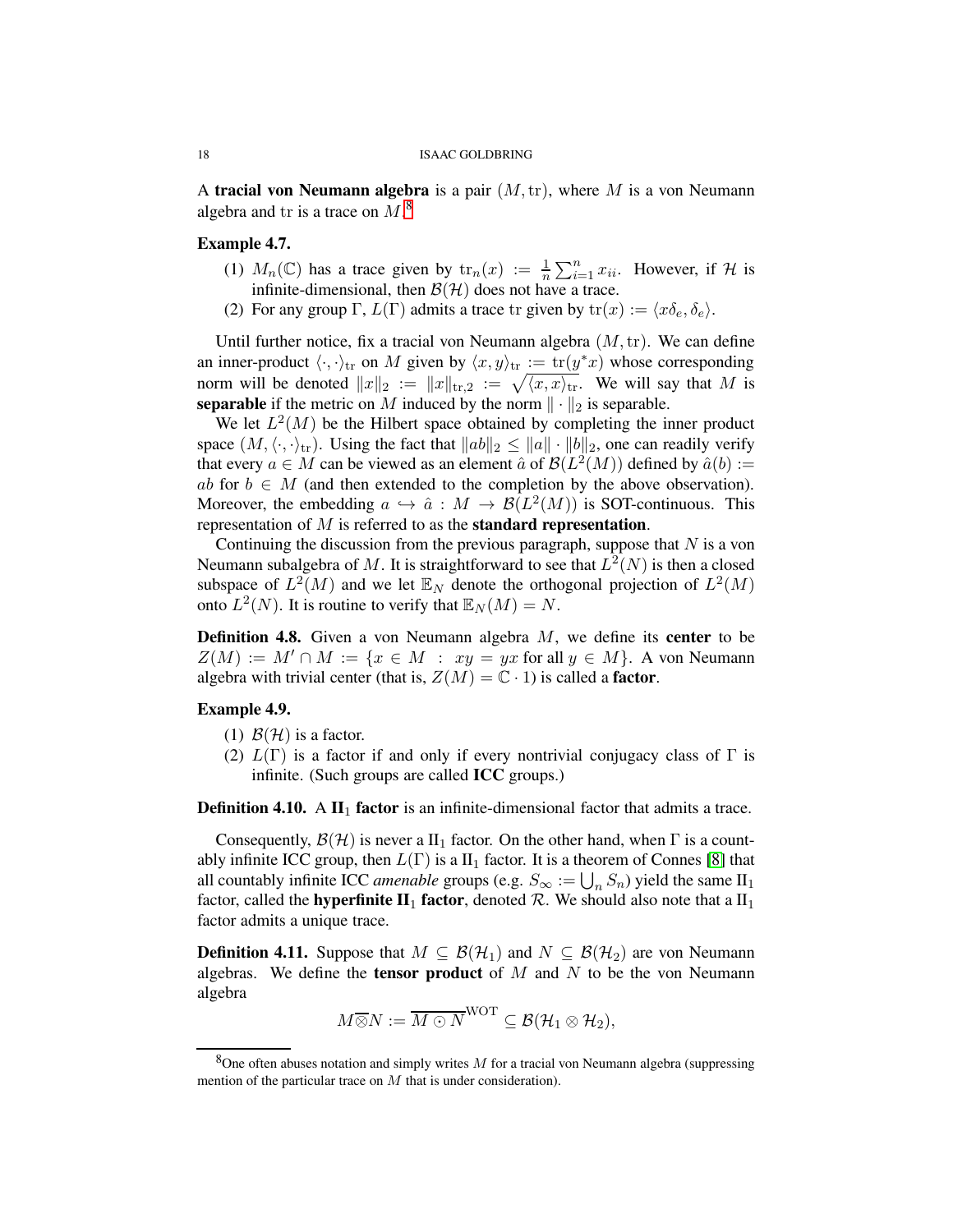A **tracial von Neumann algebra** is a pair $(M, \mathrm{tr})$, where $M$ is a von Neumann algebra and $\mathrm{tr}$ is a trace on $M$.[8]

**Example 4.7.**

1. $M_n(\mathbb{C})$ has a trace given by $\mathrm{tr}_n(x) := \frac{1}{n}\sum_{i=1}^n x_{ii}$. However, if $\mathcal{H}$ is infinite-dimensional, then $\mathcal{B}(\mathcal{H})$ does not have a trace.
2. For any group $\Gamma$, $L(\Gamma)$ admits a trace $\mathrm{tr}$ given by $\mathrm{tr}(x) := \langle x\delta_e, \delta_e\rangle$.

Until further notice, fix a tracial von Neumann algebra $(M, \mathrm{tr})$. We can define an inner-product $\langle \cdot, \cdot\rangle_{\mathrm{tr}}$ on $M$ given by $\langle x, y\rangle_{\mathrm{tr}} := \mathrm{tr}(y^* x)$ whose corresponding norm will be denoted $\|x\|_2 := \|x\|_{\mathrm{tr},2} := \sqrt{\langle x, x\rangle_{\mathrm{tr}}}$. We will say that $M$ is **separable** if the metric on $M$ induced by the norm $\|\cdot\|_2$ is separable.

We let $L^2(M)$ be the Hilbert space obtained by completing the inner product space $(M, \langle \cdot, \cdot\rangle_{\mathrm{tr}})$. Using the fact that $\|ab\|_2 \leq \|a\| \cdot \|b\|_2$, one can readily verify that every $a \in M$ can be viewed as an element $\hat{a}$ of $\mathcal{B}(L^2(M))$ defined by $\hat{a}(b) := ab$ for $b \in M$ (and then extended to the completion by the above observation). Moreover, the embedding $a \hookrightarrow \hat{a} : M \to \mathcal{B}(L^2(M))$ is SOT-continuous. This representation of $M$ is referred to as the **standard representation**.

Continuing the discussion from the previous paragraph, suppose that $N$ is a von Neumann subalgebra of $M$. It is straightforward to see that $L^2(N)$ is then a closed subspace of $L^2(M)$ and we let $\mathbb{E}_N$ denote the orthogonal projection of $L^2(M)$ onto $L^2(N)$. It is routine to verify that $\mathbb{E}_N(M) = N$.

**Definition 4.8.** Given a von Neumann algebra $M$, we define its **center** to be $Z(M) := M' \cap M := \{x \in M \ : \ xy = yx \text{ for all } y \in M\}$. A von Neumann algebra with trivial center (that is, $Z(M) = \mathbb{C} \cdot 1$) is called a **factor**.

**Example 4.9.**

1. $\mathcal{B}(\mathcal{H})$ is a factor.
2. $L(\Gamma)$ is a factor if and only if every nontrivial conjugacy class of $\Gamma$ is infinite. (Such groups are called **ICC** groups.)

**Definition 4.10.** A **II$_1$ factor** is an infinite-dimensional factor that admits a trace.

Consequently, $\mathcal{B}(\mathcal{H})$ is never a II$_1$ factor. On the other hand, when $\Gamma$ is a countably infinite ICC group, then $L(\Gamma)$ is a II$_1$ factor. It is a theorem of Connes [8] that all countably infinite ICC *amenable* groups (e.g. $S_\infty := \bigcup_n S_n$) yield the same II$_1$ factor, called the **hyperfinite II$_1$ factor**, denoted $\mathcal{R}$. We should also note that a II$_1$ factor admits a unique trace.

**Definition 4.11.** Suppose that $M \subseteq \mathcal{B}(\mathcal{H}_1)$ and $N \subseteq \mathcal{B}(\mathcal{H}_2)$ are von Neumann algebras. We define the **tensor product** of $M$ and $N$ to be the von Neumann algebra

$$M \overline{\otimes} N := \overline{M \odot N}^{\mathrm{WOT}} \subseteq \mathcal{B}(\mathcal{H}_1 \otimes \mathcal{H}_2),$$

[8] One often abuses notation and simply writes $M$ for a tracial von Neumann algebra (suppressing mention of the particular trace on $M$ that is under consideration).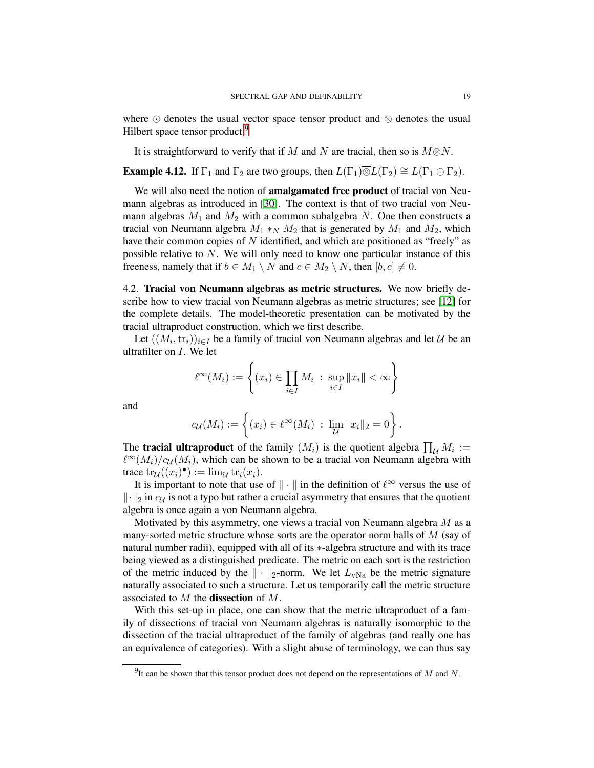where $\odot$ denotes the usual vector space tensor product and $\otimes$ denotes the usual Hilbert space tensor product.[9]

It is straightforward to verify that if $M$ and $N$ are tracial, then so is $M\overline{\otimes}N$.

**Example 4.12.** If $\Gamma_1$ and $\Gamma_2$ are two groups, then $L(\Gamma_1)\overline{\otimes}L(\Gamma_2) \cong L(\Gamma_1 \oplus \Gamma_2)$.

We will also need the notion of **amalgamated free product** of tracial von Neumann algebras as introduced in [30]. The context is that of two tracial von Neumann algebras $M_1$ and $M_2$ with a common subalgebra $N$. One then constructs a tracial von Neumann algebra $M_1 *_N M_2$ that is generated by $M_1$ and $M_2$, which have their common copies of $N$ identified, and which are positioned as "freely" as possible relative to $N$. We will only need to know one particular instance of this freeness, namely that if $b \in M_1 \setminus N$ and $c \in M_2 \setminus N$, then $[b, c] \neq 0$.

## 4.2. Tracial von Neumann algebras as metric structures.

We now briefly describe how to view tracial von Neumann algebras as metric structures; see [12] for the complete details. The model-theoretic presentation can be motivated by the tracial ultraproduct construction, which we first describe.

Let $((M_i, \mathrm{tr}_i))_{i\in I}$ be a family of tracial von Neumann algebras and let $\mathcal{U}$ be an ultrafilter on $I$. We let

$$\ell^\infty(M_i) := \left\{ (x_i) \in \prod_{i\in I} M_i \ : \ \sup_{i\in I} \|x_i\| < \infty \right\}$$

and

$$c_{\mathcal{U}}(M_i) := \left\{ (x_i) \in \ell^\infty(M_i) \ : \ \lim_{\mathcal{U}} \|x_i\|_2 = 0 \right\}.$$

The **tracial ultraproduct** of the family $(M_i)$ is the quotient algebra $\prod_{\mathcal{U}} M_i := \ell^\infty(M_i)/c_{\mathcal{U}}(M_i)$, which can be shown to be a tracial von Neumann algebra with trace $\mathrm{tr}_{\mathcal{U}}((x_i)^\bullet) := \lim_{\mathcal{U}} \mathrm{tr}_i(x_i)$.

It is important to note that use of $\|\cdot\|$ in the definition of $\ell^\infty$ versus the use of $\|\cdot\|_2$ in $c_{\mathcal{U}}$ is not a typo but rather a crucial asymmetry that ensures that the quotient algebra is once again a von Neumann algebra.

Motivated by this asymmetry, one views a tracial von Neumann algebra $M$ as a many-sorted metric structure whose sorts are the operator norm balls of $M$ (say of natural number radii), equipped with all of its $*$-algebra structure and with its trace being viewed as a distinguished predicate. The metric on each sort is the restriction of the metric induced by the $\|\cdot\|_2$-norm. We let $L_{\mathrm{vNa}}$ be the metric signature naturally associated to such a structure. Let us temporarily call the metric structure associated to $M$ the **dissection** of $M$.

With this set-up in place, one can show that the metric ultraproduct of a family of dissections of tracial von Neumann algebras is naturally isomorphic to the dissection of the tracial ultraproduct of the family of algebras (and really one has an equivalence of categories). With a slight abuse of terminology, we can thus say

[9] It can be shown that this tensor product does not depend on the representations of $M$ and $N$.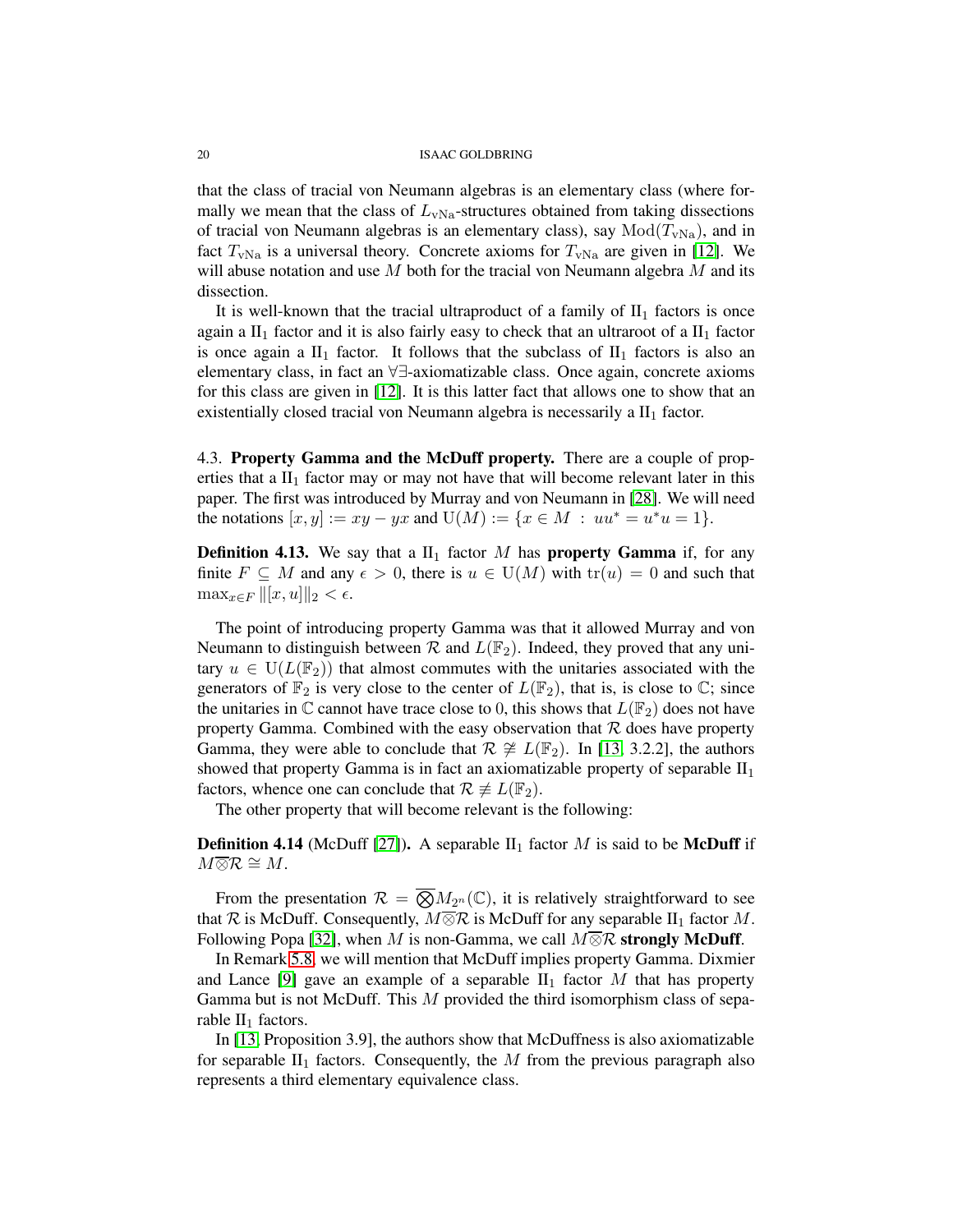that the class of tracial von Neumann algebras is an elementary class (where formally we mean that the class of $L_{\mathrm{vNa}}$-structures obtained from taking dissections of tracial von Neumann algebras is an elementary class), say $\mathrm{Mod}(T_{\mathrm{vNa}})$, and in fact $T_{\mathrm{vNa}}$ is a universal theory. Concrete axioms for $T_{\mathrm{vNa}}$ are given in [12]. We will abuse notation and use $M$ both for the tracial von Neumann algebra $M$ and its dissection.

It is well-known that the tracial ultraproduct of a family of $\mathrm{II}_1$ factors is once again a $\mathrm{II}_1$ factor and it is also fairly easy to check that an ultraroot of a $\mathrm{II}_1$ factor is once again a $\mathrm{II}_1$ factor. It follows that the subclass of $\mathrm{II}_1$ factors is also an elementary class, in fact an $\forall\exists$-axiomatizable class. Once again, concrete axioms for this class are given in [12]. It is this latter fact that allows one to show that an existentially closed tracial von Neumann algebra is necessarily a $\mathrm{II}_1$ factor.

4.3. **Property Gamma and the McDuff property.** There are a couple of properties that a $\mathrm{II}_1$ factor may or may not have that will become relevant later in this paper. The first was introduced by Murray and von Neumann in [28]. We will need the notations $[x, y] := xy - yx$ and $\mathrm{U}(M) := \{x \in M \ : \ uu^* = u^*u = 1\}$.

**Definition 4.13.** We say that a $\mathrm{II}_1$ factor $M$ has **property Gamma** if, for any finite $F \subseteq M$ and any $\epsilon > 0$, there is $u \in \mathrm{U}(M)$ with $\mathrm{tr}(u) = 0$ and such that $\max_{x\in F} \|[x, u]\|_2 < \epsilon$.

The point of introducing property Gamma was that it allowed Murray and von Neumann to distinguish between $\mathcal{R}$ and $L(\mathbb{F}_2)$. Indeed, they proved that any unitary $u \in \mathrm{U}(L(\mathbb{F}_2))$ that almost commutes with the unitaries associated with the generators of $\mathbb{F}_2$ is very close to the center of $L(\mathbb{F}_2)$, that is, is close to $\mathbb{C}$; since the unitaries in $\mathbb{C}$ cannot have trace close to 0, this shows that $L(\mathbb{F}_2)$ does not have property Gamma. Combined with the easy observation that $\mathcal{R}$ does have property Gamma, they were able to conclude that $\mathcal{R} \not\cong L(\mathbb{F}_2)$. In [13, 3.2.2], the authors showed that property Gamma is in fact an axiomatizable property of separable $\mathrm{II}_1$ factors, whence one can conclude that $\mathcal{R} \not\equiv L(\mathbb{F}_2)$.

The other property that will become relevant is the following:

**Definition 4.14** (McDuff [27])**.** A separable $\mathrm{II}_1$ factor $M$ is said to be **McDuff** if $M\overline{\otimes}\mathcal{R} \cong M$.

From the presentation $\mathcal{R} = \overline{\bigotimes} M_{2^n}(\mathbb{C})$, it is relatively straightforward to see that $\mathcal{R}$ is McDuff. Consequently, $M\overline{\otimes}\mathcal{R}$ is McDuff for any separable $\mathrm{II}_1$ factor $M$. Following Popa [32], when $M$ is non-Gamma, we call $M\overline{\otimes}\mathcal{R}$ **strongly McDuff**.

In Remark 5.8, we will mention that McDuff implies property Gamma. Dixmier and Lance [9] gave an example of a separable $\mathrm{II}_1$ factor $M$ that has property Gamma but is not McDuff. This $M$ provided the third isomorphism class of separable $\mathrm{II}_1$ factors.

In [13, Proposition 3.9], the authors show that McDuffness is also axiomatizable for separable $\mathrm{II}_1$ factors. Consequently, the $M$ from the previous paragraph also represents a third elementary equivalence class.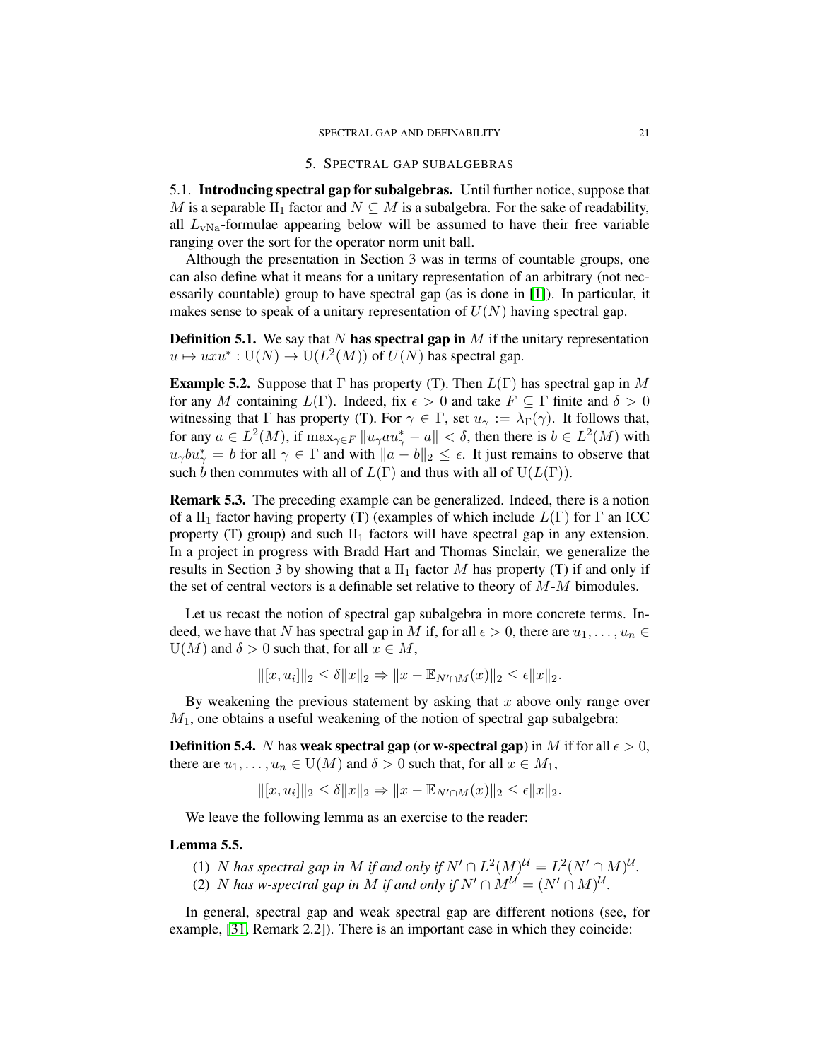## 5. Spectral gap subalgebras

### 5.1. Introducing spectral gap for subalgebras.

Until further notice, suppose that $M$ is a separable $\mathrm{II}_1$ factor and $N \subseteq M$ is a subalgebra. For the sake of readability, all $L_{\mathrm{vNa}}$-formulae appearing below will be assumed to have their free variable ranging over the sort for the operator norm unit ball.

Although the presentation in Section 3 was in terms of countable groups, one can also define what it means for a unitary representation of an arbitrary (not necessarily countable) group to have spectral gap (as is done in [1]). In particular, it makes sense to speak of a unitary representation of $U(N)$ having spectral gap.

**Definition 5.1.** We say that $N$ **has spectral gap in** $M$ if the unitary representation $u \mapsto uxu^* : \mathrm{U}(N) \to \mathrm{U}(L^2(M))$ of $U(N)$ has spectral gap.

**Example 5.2.** Suppose that $\Gamma$ has property (T). Then $L(\Gamma)$ has spectral gap in $M$ for any $M$ containing $L(\Gamma)$. Indeed, fix $\epsilon > 0$ and take $F \subseteq \Gamma$ finite and $\delta > 0$ witnessing that $\Gamma$ has property (T). For $\gamma \in \Gamma$, set $u_\gamma := \lambda_\Gamma(\gamma)$. It follows that, for any $a \in L^2(M)$, if $\max_{\gamma \in F} \|u_\gamma a u_\gamma^* - a\| < \delta$, then there is $b \in L^2(M)$ with $u_\gamma b u_\gamma^* = b$ for all $\gamma \in \Gamma$ and with $\|a - b\|_2 \leq \epsilon$. It just remains to observe that such $b$ then commutes with all of $L(\Gamma)$ and thus with all of $\mathrm{U}(L(\Gamma))$.

**Remark 5.3.** The preceding example can be generalized. Indeed, there is a notion of a $\mathrm{II}_1$ factor having property (T) (examples of which include $L(\Gamma)$ for $\Gamma$ an ICC property (T) group) and such $\mathrm{II}_1$ factors will have spectral gap in any extension. In a project in progress with Bradd Hart and Thomas Sinclair, we generalize the results in Section 3 by showing that a $\mathrm{II}_1$ factor $M$ has property (T) if and only if the set of central vectors is a definable set relative to theory of $M$-$M$ bimodules.

Let us recast the notion of spectral gap subalgebra in more concrete terms. Indeed, we have that $N$ has spectral gap in $M$ if, for all $\epsilon > 0$, there are $u_1, \ldots, u_n \in \mathrm{U}(M)$ and $\delta > 0$ such that, for all $x \in M$,

$$\|[x, u_i]\|_2 \leq \delta \|x\|_2 \Rightarrow \|x - \mathbb{E}_{N' \cap M}(x)\|_2 \leq \epsilon \|x\|_2.$$

By weakening the previous statement by asking that $x$ above only range over $M_1$, one obtains a useful weakening of the notion of spectral gap subalgebra:

**Definition 5.4.** $N$ has **weak spectral gap** (or **w-spectral gap**) in $M$ if for all $\epsilon > 0$, there are $u_1, \ldots, u_n \in \mathrm{U}(M)$ and $\delta > 0$ such that, for all $x \in M_1$,

$$\|[x, u_i]\|_2 \leq \delta \|x\|_2 \Rightarrow \|x - \mathbb{E}_{N' \cap M}(x)\|_2 \leq \epsilon \|x\|_2.$$

We leave the following lemma as an exercise to the reader:

**Lemma 5.5.**

1. *$N$ has spectral gap in $M$ if and only if $N' \cap L^2(M)^{\mathcal{U}} = L^2(N' \cap M)^{\mathcal{U}}$.*
2. *$N$ has w-spectral gap in $M$ if and only if $N' \cap M^{\mathcal{U}} = (N' \cap M)^{\mathcal{U}}$.*

In general, spectral gap and weak spectral gap are different notions (see, for example, [31, Remark 2.2]). There is an important case in which they coincide: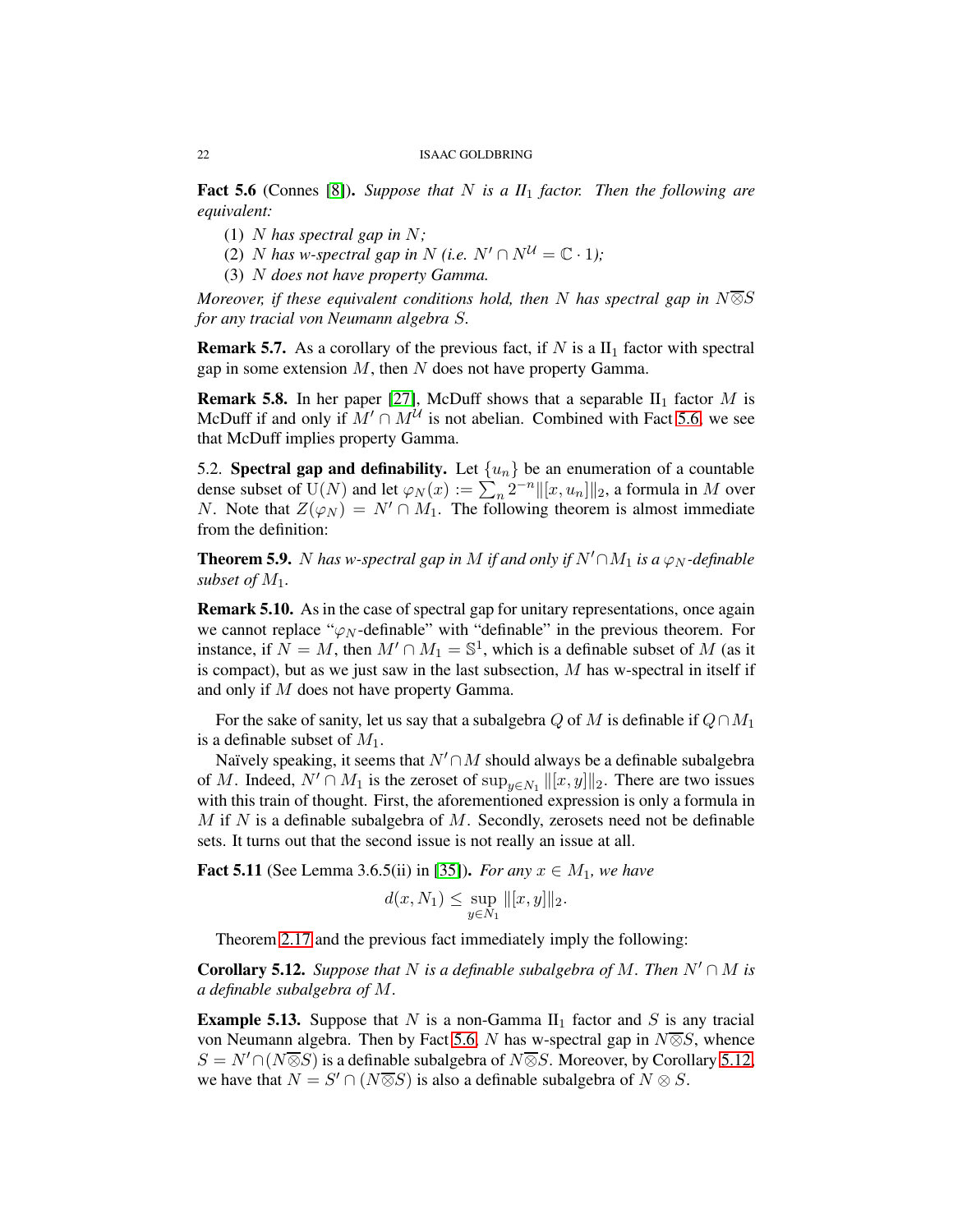**Fact 5.6** (Connes [8]). *Suppose that $N$ is a $II_1$ factor. Then the following are equivalent:*

1. *$N$ has spectral gap in $N$;*
2. *$N$ has w-spectral gap in $N$ (i.e. $N' \cap N^{\mathcal{U}} = \mathbb{C} \cdot 1$);*
3. *$N$ does not have property Gamma.*

*Moreover, if these equivalent conditions hold, then $N$ has spectral gap in $N\overline{\otimes}S$ for any tracial von Neumann algebra $S$.*

**Remark 5.7.** As a corollary of the previous fact, if $N$ is a $\mathrm{II}_1$ factor with spectral gap in some extension $M$, then $N$ does not have property Gamma.

**Remark 5.8.** In her paper [27], McDuff shows that a separable $\mathrm{II}_1$ factor $M$ is McDuff if and only if $M' \cap M^{\mathcal{U}}$ is not abelian. Combined with Fact 5.6, we see that McDuff implies property Gamma.

5.2. **Spectral gap and definability.** Let $\{u_n\}$ be an enumeration of a countable dense subset of $\mathrm{U}(N)$ and let $\varphi_N(x) := \sum_n 2^{-n}\|[x, u_n]\|_2$, a formula in $M$ over $N$. Note that $Z(\varphi_N) = N' \cap M_1$. The following theorem is almost immediate from the definition:

**Theorem 5.9.** *$N$ has w-spectral gap in $M$ if and only if $N' \cap M_1$ is a $\varphi_N$-definable subset of $M_1$.*

**Remark 5.10.** As in the case of spectral gap for unitary representations, once again we cannot replace "$\varphi_N$-definable" with "definable" in the previous theorem. For instance, if $N = M$, then $M' \cap M_1 = \mathbb{S}^1$, which is a definable subset of $M$ (as it is compact), but as we just saw in the last subsection, $M$ has w-spectral in itself if and only if $M$ does not have property Gamma.

For the sake of sanity, let us say that a subalgebra $Q$ of $M$ is definable if $Q \cap M_1$ is a definable subset of $M_1$.

Naïvely speaking, it seems that $N' \cap M$ should always be a definable subalgebra of $M$. Indeed, $N' \cap M_1$ is the zeroset of $\sup_{y \in N_1} \|[x, y]\|_2$. There are two issues with this train of thought. First, the aforementioned expression is only a formula in $M$ if $N$ is a definable subalgebra of $M$. Secondly, zerosets need not be definable sets. It turns out that the second issue is not really an issue at all.

**Fact 5.11** (See Lemma 3.6.5(ii) in [35]). *For any $x \in M_1$, we have*

$$d(x, N_1) \leq \sup_{y \in N_1} \|[x, y]\|_2.$$

Theorem 2.17 and the previous fact immediately imply the following:

**Corollary 5.12.** *Suppose that $N$ is a definable subalgebra of $M$. Then $N' \cap M$ is a definable subalgebra of $M$.*

**Example 5.13.** Suppose that $N$ is a non-Gamma $\mathrm{II}_1$ factor and $S$ is any tracial von Neumann algebra. Then by Fact 5.6, $N$ has w-spectral gap in $N\overline{\otimes}S$, whence $S = N' \cap (N\overline{\otimes}S)$ is a definable subalgebra of $N\overline{\otimes}S$. Moreover, by Corollary 5.12, we have that $N = S' \cap (N\overline{\otimes}S)$ is also a definable subalgebra of $N \otimes S$.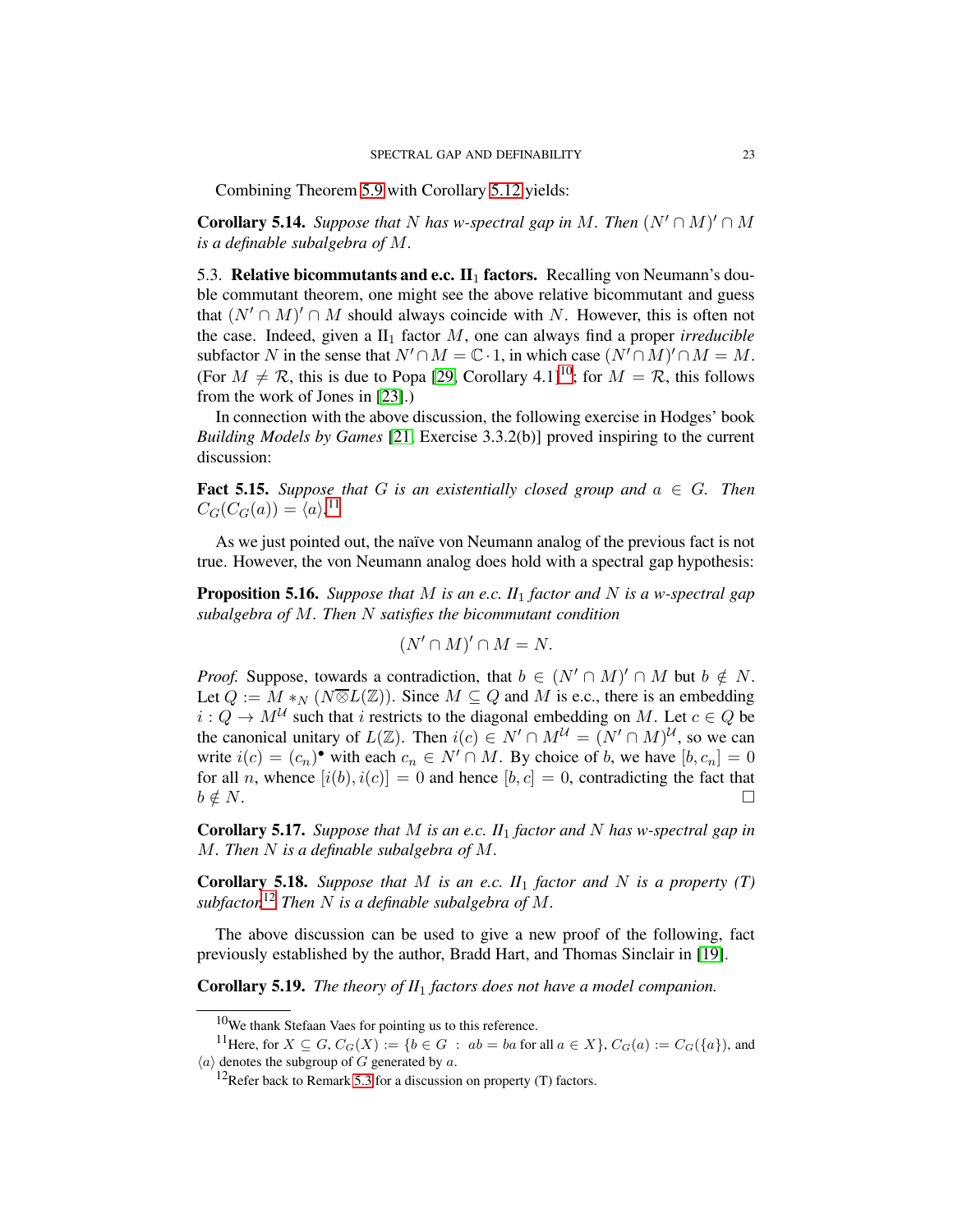Combining Theorem 5.9 with Corollary 5.12 yields:

**Corollary 5.14.** *Suppose that $N$ has w-spectral gap in $M$. Then $(N' \cap M)' \cap M$ is a definable subalgebra of $M$.*

### 5.3. Relative bicommutants and e.c. $\mathrm{II}_1$ factors.

Recalling von Neumann's double commutant theorem, one might see the above relative bicommutant and guess that $(N' \cap M)' \cap M$ should always coincide with $N$. However, this is often not the case. Indeed, given a $\mathrm{II}_1$ factor $M$, one can always find a proper *irreducible* subfactor $N$ in the sense that $N' \cap M = \mathbb{C} \cdot 1$, in which case $(N' \cap M)' \cap M = M$. (For $M \neq \mathcal{R}$, this is due to Popa [29, Corollary 4.1][10]; for $M = \mathcal{R}$, this follows from the work of Jones in [23].)

In connection with the above discussion, the following exercise in Hodges' book *Building Models by Games* [21, Exercise 3.3.2(b)] proved inspiring to the current discussion:

**Fact 5.15.** *Suppose that $G$ is an existentially closed group and $a \in G$. Then $C_G(C_G(a)) = \langle a \rangle$.*[11]

As we just pointed out, the naïve von Neumann analog of the previous fact is not true. However, the von Neumann analog does hold with a spectral gap hypothesis:

**Proposition 5.16.** *Suppose that $M$ is an e.c. $II_1$ factor and $N$ is a w-spectral gap subalgebra of $M$. Then $N$ satisfies the bicommutant condition*

$$(N' \cap M)' \cap M = N.$$

*Proof.* Suppose, towards a contradiction, that $b \in (N' \cap M)' \cap M$ but $b \notin N$. Let $Q := M *_N (N \overline{\otimes} L(\mathbb{Z}))$. Since $M \subseteq Q$ and $M$ is e.c., there is an embedding $i : Q \to M^{\mathcal{U}}$ such that $i$ restricts to the diagonal embedding on $M$. Let $c \in Q$ be the canonical unitary of $L(\mathbb{Z})$. Then $i(c) \in N' \cap M^{\mathcal{U}} = (N' \cap M)^{\mathcal{U}}$, so we can write $i(c) = (c_n)^\bullet$ with each $c_n \in N' \cap M$. By choice of $b$, we have $[b, c_n] = 0$ for all $n$, whence $[i(b), i(c)] = 0$ and hence $[b, c] = 0$, contradicting the fact that $b \notin N$. □

**Corollary 5.17.** *Suppose that $M$ is an e.c. $II_1$ factor and $N$ has w-spectral gap in $M$. Then $N$ is a definable subalgebra of $M$.*

**Corollary 5.18.** *Suppose that $M$ is an e.c. $II_1$ factor and $N$ is a property (T) subfactor.*[12] *Then $N$ is a definable subalgebra of $M$.*

The above discussion can be used to give a new proof of the following, fact previously established by the author, Bradd Hart, and Thomas Sinclair in [19].

**Corollary 5.19.** *The theory of $II_1$ factors does not have a model companion.*

---

[10] We thank Stefaan Vaes for pointing us to this reference.

[11] Here, for $X \subseteq G$, $C_G(X) := \{b \in G \ : \ ab = ba \text{ for all } a \in X\}$, $C_G(a) := C_G(\{a\})$, and $\langle a \rangle$ denotes the subgroup of $G$ generated by $a$.

[12] Refer back to Remark 5.3 for a discussion on property (T) factors.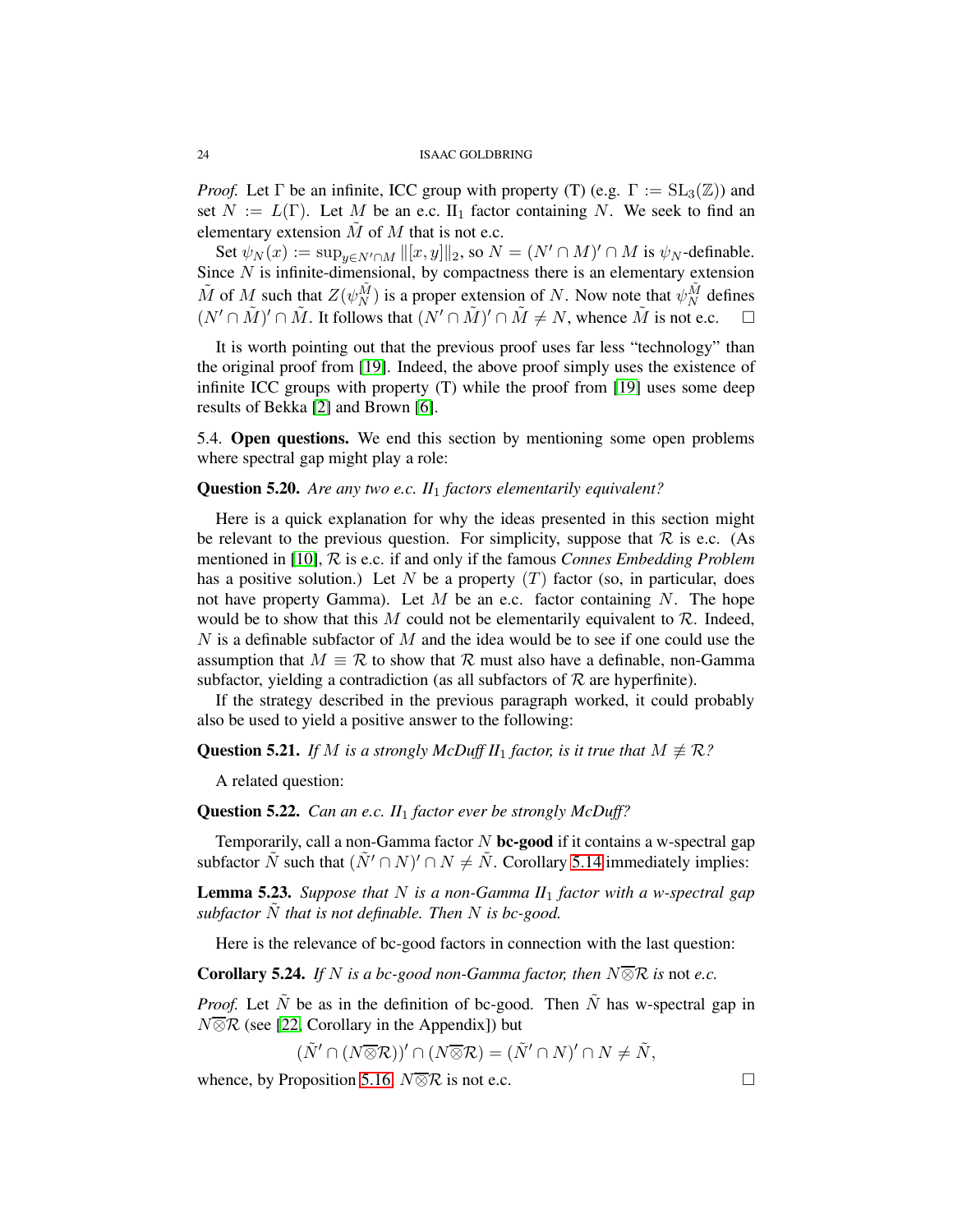*Proof.* Let $\Gamma$ be an infinite, ICC group with property (T) (e.g. $\Gamma := \mathrm{SL}_3(\mathbb{Z})$) and set $N := L(\Gamma)$. Let $M$ be an e.c. $\mathrm{II}_1$ factor containing $N$. We seek to find an elementary extension $\tilde{M}$ of $M$ that is not e.c.

Set $\psi_N(x) := \sup_{y \in N' \cap M} \|[x,y]\|_2$, so $N = (N' \cap M)' \cap M$ is $\psi_N$-definable. Since $N$ is infinite-dimensional, by compactness there is an elementary extension $\tilde{M}$ of $M$ such that $Z(\psi_N^{\tilde{M}})$ is a proper extension of $N$. Now note that $\psi_N^{\tilde{M}}$ defines $(N' \cap \tilde{M})' \cap \tilde{M}$. It follows that $(N' \cap \tilde{M})' \cap \tilde{M} \neq N$, whence $\tilde{M}$ is not e.c. $\square$

It is worth pointing out that the previous proof uses far less "technology" than the original proof from [19]. Indeed, the above proof simply uses the existence of infinite ICC groups with property (T) while the proof from [19] uses some deep results of Bekka [2] and Brown [6].

5.4. **Open questions.** We end this section by mentioning some open problems where spectral gap might play a role:

**Question 5.20.** *Are any two e.c. $II_1$ factors elementarily equivalent?*

Here is a quick explanation for why the ideas presented in this section might be relevant to the previous question. For simplicity, suppose that $\mathcal{R}$ is e.c. (As mentioned in [10], $\mathcal{R}$ is e.c. if and only if the famous *Connes Embedding Problem* has a positive solution.) Let $N$ be a property $(T)$ factor (so, in particular, does not have property Gamma). Let $M$ be an e.c. factor containing $N$. The hope would be to show that this $M$ could not be elementarily equivalent to $\mathcal{R}$. Indeed, $N$ is a definable subfactor of $M$ and the idea would be to see if one could use the assumption that $M \equiv \mathcal{R}$ to show that $\mathcal{R}$ must also have a definable, non-Gamma subfactor, yielding a contradiction (as all subfactors of $\mathcal{R}$ are hyperfinite).

If the strategy described in the previous paragraph worked, it could probably also be used to yield a positive answer to the following:

**Question 5.21.** *If $M$ is a strongly McDuff $II_1$ factor, is it true that $M \not\equiv \mathcal{R}$?*

A related question:

**Question 5.22.** *Can an e.c. $II_1$ factor ever be strongly McDuff?*

Temporarily, call a non-Gamma factor $N$ **bc-good** if it contains a w-spectral gap subfactor $\tilde{N}$ such that $(\tilde{N}' \cap N)' \cap N \neq \tilde{N}$. Corollary 5.14 immediately implies:

**Lemma 5.23.** *Suppose that $N$ is a non-Gamma $II_1$ factor with a w-spectral gap subfactor $\tilde{N}$ that is not definable. Then $N$ is bc-good.*

Here is the relevance of bc-good factors in connection with the last question:

**Corollary 5.24.** *If $N$ is a bc-good non-Gamma factor, then $N \overline{\otimes} \mathcal{R}$ is* not *e.c.*

*Proof.* Let $\tilde{N}$ be as in the definition of bc-good. Then $\tilde{N}$ has w-spectral gap in $N \overline{\otimes} \mathcal{R}$ (see [22, Corollary in the Appendix]) but

$$(\tilde{N}' \cap (N \overline{\otimes} \mathcal{R}))' \cap (N \overline{\otimes} \mathcal{R}) = (\tilde{N}' \cap N)' \cap N \neq \tilde{N},$$

whence, by Proposition 5.16, $N \overline{\otimes} \mathcal{R}$ is not e.c. $\square$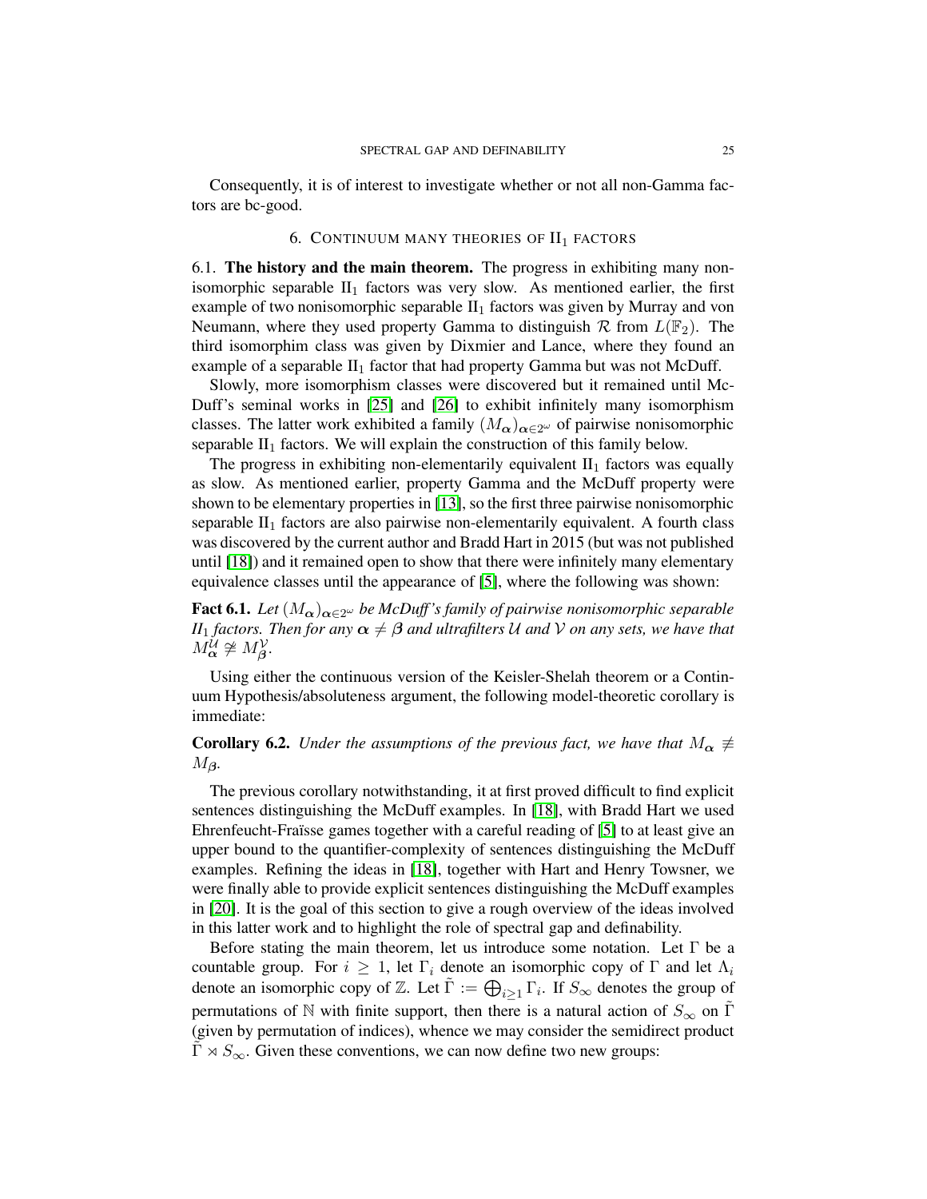Consequently, it is of interest to investigate whether or not all non-Gamma factors are bc-good.

## 6. Continuum many theories of $\mathrm{II}_1$ factors

**6.1. The history and the main theorem.** The progress in exhibiting many non-isomorphic separable $\mathrm{II}_1$ factors was very slow. As mentioned earlier, the first example of two nonisomorphic separable $\mathrm{II}_1$ factors was given by Murray and von Neumann, where they used property Gamma to distinguish $\mathcal{R}$ from $L(\mathbb{F}_2)$. The third isomorphim class was given by Dixmier and Lance, where they found an example of a separable $\mathrm{II}_1$ factor that had property Gamma but was not McDuff.

Slowly, more isomorphism classes were discovered but it remained until McDuff's seminal works in [25] and [26] to exhibit infinitely many isomorphism classes. The latter work exhibited a family $(M_{\boldsymbol{\alpha}})_{\boldsymbol{\alpha}\in 2^\omega}$ of pairwise nonisomorphic separable $\mathrm{II}_1$ factors. We will explain the construction of this family below.

The progress in exhibiting non-elementarily equivalent $\mathrm{II}_1$ factors was equally as slow. As mentioned earlier, property Gamma and the McDuff property were shown to be elementary properties in [13], so the first three pairwise nonisomorphic separable $\mathrm{II}_1$ factors are also pairwise non-elementarily equivalent. A fourth class was discovered by the current author and Bradd Hart in 2015 (but was not published until [18]) and it remained open to show that there were infinitely many elementary equivalence classes until the appearance of [5], where the following was shown:

**Fact 6.1.** *Let $(M_{\boldsymbol{\alpha}})_{\boldsymbol{\alpha}\in 2^\omega}$ be McDuff's family of pairwise nonisomorphic separable $\mathrm{II}_1$ factors. Then for any $\boldsymbol{\alpha} \neq \boldsymbol{\beta}$ and ultrafilters $\mathcal{U}$ and $\mathcal{V}$ on any sets, we have that $M_{\boldsymbol{\alpha}}^{\mathcal{U}} \not\cong M_{\boldsymbol{\beta}}^{\mathcal{V}}$.*

Using either the continuous version of the Keisler-Shelah theorem or a Continuum Hypothesis/absoluteness argument, the following model-theoretic corollary is immediate:

**Corollary 6.2.** *Under the assumptions of the previous fact, we have that $M_{\boldsymbol{\alpha}} \not\equiv M_{\boldsymbol{\beta}}$.*

The previous corollary notwithstanding, it at first proved difficult to find explicit sentences distinguishing the McDuff examples. In [18], with Bradd Hart we used Ehrenfeucht-Fraïsse games together with a careful reading of [5] to at least give an upper bound to the quantifier-complexity of sentences distinguishing the McDuff examples. Refining the ideas in [18], together with Hart and Henry Towsner, we were finally able to provide explicit sentences distinguishing the McDuff examples in [20]. It is the goal of this section to give a rough overview of the ideas involved in this latter work and to highlight the role of spectral gap and definability.

Before stating the main theorem, let us introduce some notation. Let $\Gamma$ be a countable group. For $i \geq 1$, let $\Gamma_i$ denote an isomorphic copy of $\Gamma$ and let $\Lambda_i$ denote an isomorphic copy of $\mathbb{Z}$. Let $\tilde{\Gamma} := \bigoplus_{i\geq 1}\Gamma_i$. If $S_\infty$ denotes the group of permutations of $\mathbb{N}$ with finite support, then there is a natural action of $S_\infty$ on $\tilde{\Gamma}$ (given by permutation of indices), whence we may consider the semidirect product $\tilde{\Gamma} \rtimes S_\infty$. Given these conventions, we can now define two new groups: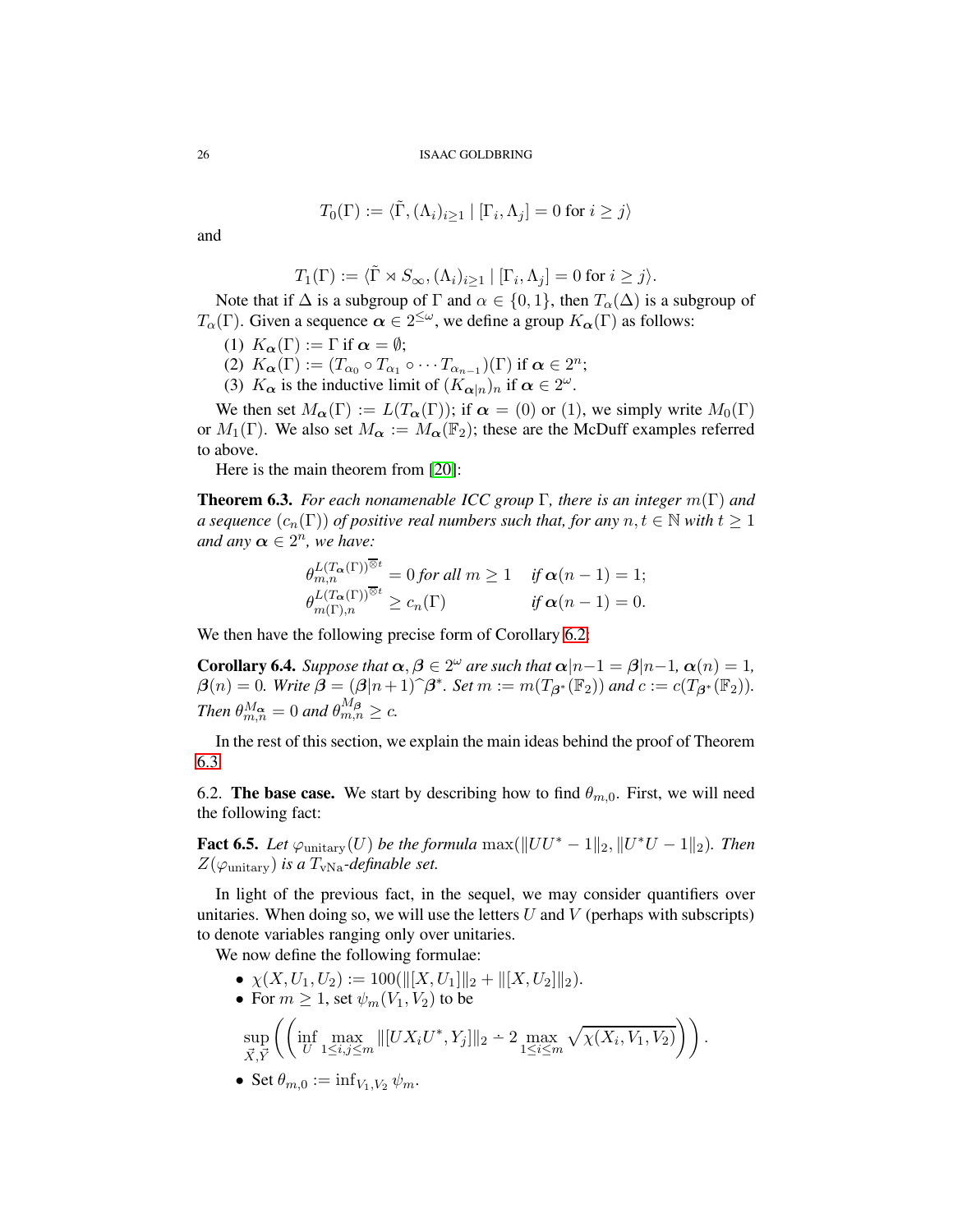$$T_0(\Gamma) := \langle \tilde{\Gamma}, (\Lambda_i)_{i\geq 1} \mid [\Gamma_i, \Lambda_j] = 0 \text{ for } i \geq j\rangle$$

and

$$T_1(\Gamma) := \langle \tilde{\Gamma} \rtimes S_\infty, (\Lambda_i)_{i\geq 1} \mid [\Gamma_i, \Lambda_j] = 0 \text{ for } i \geq j\rangle.$$

Note that if $\Delta$ is a subgroup of $\Gamma$ and $\alpha \in \{0,1\}$, then $T_\alpha(\Delta)$ is a subgroup of $T_\alpha(\Gamma)$. Given a sequence $\boldsymbol{\alpha} \in 2^{\leq\omega}$, we define a group $K_{\boldsymbol{\alpha}}(\Gamma)$ as follows:

1. $K_{\boldsymbol{\alpha}}(\Gamma) := \Gamma$ if $\boldsymbol{\alpha} = \emptyset$;
2. $K_{\boldsymbol{\alpha}}(\Gamma) := (T_{\alpha_0} \circ T_{\alpha_1} \circ \cdots T_{\alpha_{n-1}})(\Gamma)$ if $\boldsymbol{\alpha} \in 2^n$;
3. $K_{\boldsymbol{\alpha}}$ is the inductive limit of $(K_{\boldsymbol{\alpha}|n})_n$ if $\boldsymbol{\alpha} \in 2^\omega$.

We then set $M_{\boldsymbol{\alpha}}(\Gamma) := L(T_{\boldsymbol{\alpha}}(\Gamma))$; if $\boldsymbol{\alpha} = (0)$ or $(1)$, we simply write $M_0(\Gamma)$ or $M_1(\Gamma)$. We also set $M_{\boldsymbol{\alpha}} := M_{\boldsymbol{\alpha}}(\mathbb{F}_2)$; these are the McDuff examples referred to above.

Here is the main theorem from [20]:

**Theorem 6.3.** *For each nonamenable ICC group $\Gamma$, there is an integer $m(\Gamma)$ and a sequence $(c_n(\Gamma))$ of positive real numbers such that, for any $n, t \in \mathbb{N}$ with $t \geq 1$ and any $\boldsymbol{\alpha} \in 2^n$, we have:*

$$\theta_{m,n}^{L(T_{\boldsymbol{\alpha}}(\Gamma))^{\overline{\otimes} t}} = 0 \text{ for all } m \geq 1 \quad \text{if } \boldsymbol{\alpha}(n-1) = 1;$$
$$\theta_{m(\Gamma),n}^{L(T_{\boldsymbol{\alpha}}(\Gamma))^{\overline{\otimes} t}} \geq c_n(\Gamma) \quad \text{if } \boldsymbol{\alpha}(n-1) = 0.$$

We then have the following precise form of Corollary 6.2:

**Corollary 6.4.** *Suppose that $\boldsymbol{\alpha}, \boldsymbol{\beta} \in 2^\omega$ are such that $\boldsymbol{\alpha}|n-1 = \boldsymbol{\beta}|n-1$, $\boldsymbol{\alpha}(n) = 1$, $\boldsymbol{\beta}(n) = 0$. Write $\boldsymbol{\beta} = (\boldsymbol{\beta}|n+1)^\frown\boldsymbol{\beta}^*$. Set $m := m(T_{\boldsymbol{\beta}^*}(\mathbb{F}_2))$ and $c := c(T_{\boldsymbol{\beta}^*}(\mathbb{F}_2))$. Then $\theta_{m,n}^{M_{\boldsymbol{\alpha}}} = 0$ and $\theta_{m,n}^{M_{\boldsymbol{\beta}}} \geq c$.*

In the rest of this section, we explain the main ideas behind the proof of Theorem 6.3.

6.2. **The base case.** We start by describing how to find $\theta_{m,0}$. First, we will need the following fact:

**Fact 6.5.** *Let $\varphi_{\text{unitary}}(U)$ be the formula $\max(\|UU^* - 1\|_2, \|U^*U - 1\|_2)$. Then $Z(\varphi_{\text{unitary}})$ is a $T_{\text{vNa}}$-definable set.*

In light of the previous fact, in the sequel, we may consider quantifiers over unitaries. When doing so, we will use the letters $U$ and $V$ (perhaps with subscripts) to denote variables ranging only over unitaries.

We now define the following formulae:

- $\chi(X, U_1, U_2) := 100(\|[X, U_1]\|_2 + \|[X, U_2]\|_2)$.
- For $m \geq 1$, set $\psi_m(V_1, V_2)$ to be

$$\sup_{\vec{X},\vec{Y}} \left( \left( \inf_U \max_{1\leq i,j\leq m} \|[UX_iU^*, Y_j]\|_2 \dot{-} 2 \max_{1\leq i\leq m} \sqrt{\chi(X_i, V_1, V_2)} \right) \right).$$

- Set $\theta_{m,0} := \inf_{V_1,V_2} \psi_m$.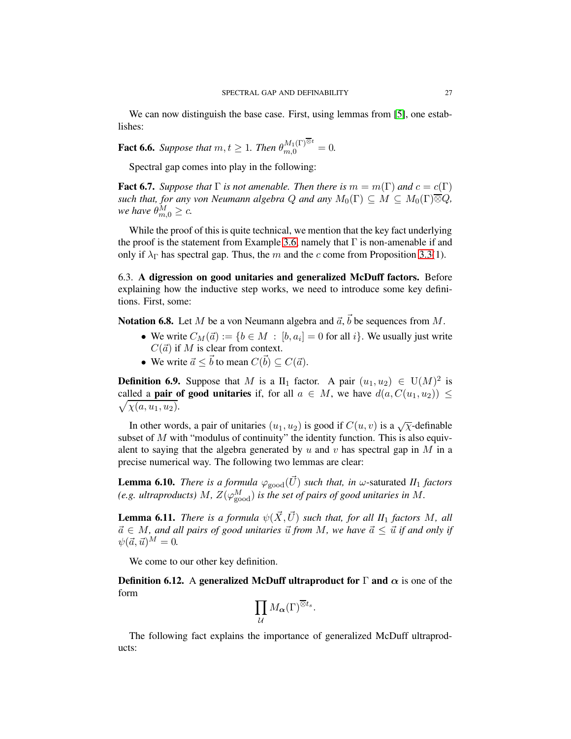We can now distinguish the base case. First, using lemmas from [5], one establishes:

**Fact 6.6.** *Suppose that $m, t \geq 1$. Then $\theta_{m,0}^{M_1(\Gamma)^{\overline{\otimes} t}} = 0$.*

Spectral gap comes into play in the following:

**Fact 6.7.** *Suppose that $\Gamma$ is not amenable. Then there is $m = m(\Gamma)$ and $c = c(\Gamma)$ such that, for any von Neumann algebra $Q$ and any $M_0(\Gamma) \subseteq M \subseteq M_0(\Gamma)\overline{\otimes}Q$, we have $\theta_{m,0}^M \geq c$.*

While the proof of this is quite technical, we mention that the key fact underlying the proof is the statement from Example 3.6, namely that $\Gamma$ is non-amenable if and only if $\lambda_\Gamma$ has spectral gap. Thus, the $m$ and the $c$ come from Proposition 3.3(1).

6.3. **A digression on good unitaries and generalized McDuff factors.** Before explaining how the inductive step works, we need to introduce some key definitions. First, some:

**Notation 6.8.** Let $M$ be a von Neumann algebra and $\vec{a}$, $\vec{b}$ be sequences from $M$.

- We write $C_M(\vec{a}) := \{b \in M \, : \, [b, a_i] = 0 \text{ for all } i\}$. We usually just write $C(\vec{a})$ if $M$ is clear from context.
- We write $\vec{a} \leq \vec{b}$ to mean $C(\vec{b}) \subseteq C(\vec{a})$.

**Definition 6.9.** Suppose that $M$ is a $\mathrm{II}_1$ factor. A pair $(u_1, u_2) \in \mathrm{U}(M)^2$ is called a **pair of good unitaries** if, for all $a \in M$, we have $d(a, C(u_1, u_2)) \leq \sqrt{\chi(a, u_1, u_2)}$.

In other words, a pair of unitaries $(u_1, u_2)$ is good if $C(u, v)$ is a $\sqrt{\chi}$-definable subset of $M$ with "modulus of continuity" the identity function. This is also equivalent to saying that the algebra generated by $u$ and $v$ has spectral gap in $M$ in a precise numerical way. The following two lemmas are clear:

**Lemma 6.10.** *There is a formula $\varphi_{\mathrm{good}}(\vec{U})$ such that, in $\omega$-saturated $II_1$ factors (e.g. ultraproducts) $M$, $Z(\varphi_{\mathrm{good}}^M)$ is the set of pairs of good unitaries in $M$.*

**Lemma 6.11.** *There is a formula $\psi(\vec{X}, \vec{U})$ such that, for all $\mathrm{II}_1$ factors $M$, all $\vec{a} \in M$, and all pairs of good unitaries $\vec{u}$ from $M$, we have $\vec{a} \leq \vec{u}$ if and only if $\psi(\vec{a}, \vec{u})^M = 0$.*

We come to our other key definition.

**Definition 6.12.** A **generalized McDuff ultraproduct for $\Gamma$ and $\boldsymbol{\alpha}$** is one of the form

$$\prod_{\mathcal{U}} M_{\boldsymbol{\alpha}}(\Gamma)^{\overline{\otimes} t_s}.$$

The following fact explains the importance of generalized McDuff ultraproducts: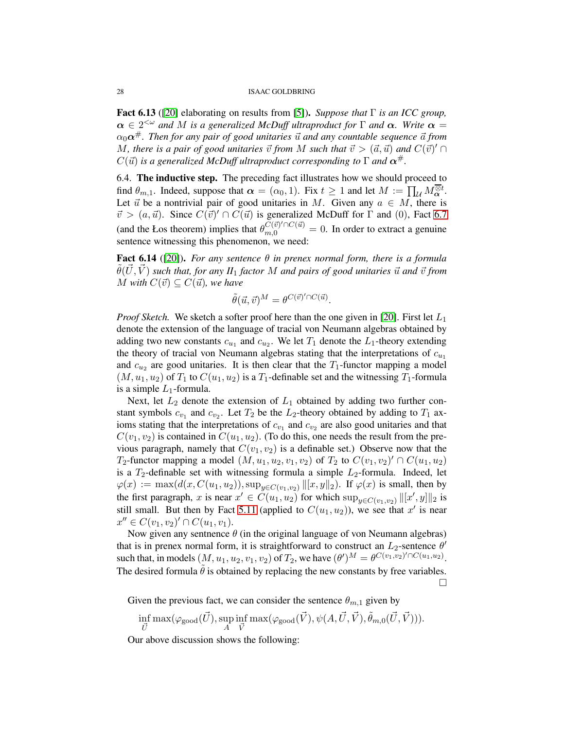**Fact 6.13** ([20] elaborating on results from [5]). *Suppose that $\Gamma$ is an ICC group, $\boldsymbol{\alpha} \in 2^{<\omega}$ and $M$ is a generalized McDuff ultraproduct for $\Gamma$ and $\boldsymbol{\alpha}$. Write $\boldsymbol{\alpha} = \alpha_0 \boldsymbol{\alpha}^{\#}$. Then for any pair of good unitaries $\vec{u}$ and any countable sequence $\vec{a}$ from $M$, there is a pair of good unitaries $\vec{v}$ from $M$ such that $\vec{v} > (\vec{a}, \vec{u})$ and $C(\vec{v})' \cap C(\vec{u})$ is a generalized McDuff ultraproduct corresponding to $\Gamma$ and $\boldsymbol{\alpha}^{\#}$.*

6.4. **The inductive step.** The preceding fact illustrates how we should proceed to find $\theta_{m,1}$. Indeed, suppose that $\boldsymbol{\alpha} = (\alpha_0, 1)$. Fix $t \geq 1$ and let $M := \prod_{\mathcal{U}} M_{\boldsymbol{\alpha}}^{\overline{\otimes} t}$. Let $\vec{u}$ be a nontrivial pair of good unitaries in $M$. Given any $a \in M$, there is $\vec{v} > (a, \vec{u})$. Since $C(\vec{v})' \cap C(\vec{u})$ is generalized McDuff for $\Gamma$ and $(0)$, Fact 6.7 (and the Łos theorem) implies that $\theta_{m,0}^{C(\vec{v})' \cap C(\vec{u})} = 0$. In order to extract a genuine sentence witnessing this phenomenon, we need:

**Fact 6.14** ([20]). *For any sentence $\theta$ in prenex normal form, there is a formula $\tilde{\theta}(\vec{U}, \vec{V})$ such that, for any II$_1$ factor $M$ and pairs of good unitaries $\vec{u}$ and $\vec{v}$ from $M$ with $C(\vec{v}) \subseteq C(\vec{u})$, we have*

$$\tilde{\theta}(\vec{u}, \vec{v})^M = \theta^{C(\vec{v})' \cap C(\vec{u})}.$$

*Proof Sketch.* We sketch a softer proof here than the one given in [20]. First let $L_1$ denote the extension of the language of tracial von Neumann algebras obtained by adding two new constants $c_{u_1}$ and $c_{u_2}$. We let $T_1$ denote the $L_1$-theory extending the theory of tracial von Neumann algebras stating that the interpretations of $c_{u_1}$ and $c_{u_2}$ are good unitaries. It is then clear that the $T_1$-functor mapping a model $(M, u_1, u_2)$ of $T_1$ to $C(u_1, u_2)$ is a $T_1$-definable set and the witnessing $T_1$-formula is a simple $L_1$-formula.

Next, let $L_2$ denote the extension of $L_1$ obtained by adding two further constant symbols $c_{v_1}$ and $c_{v_2}$. Let $T_2$ be the $L_2$-theory obtained by adding to $T_1$ axioms stating that the interpretations of $c_{v_1}$ and $c_{v_2}$ are also good unitaries and that $C(v_1, v_2)$ is contained in $C(u_1, u_2)$. (To do this, one needs the result from the previous paragraph, namely that $C(v_1, v_2)$ is a definable set.) Observe now that the $T_2$-functor mapping a model $(M, u_1, u_2, v_1, v_2)$ of $T_2$ to $C(v_1, v_2)' \cap C(u_1, u_2)$ is a $T_2$-definable set with witnessing formula a simple $L_2$-formula. Indeed, let $\varphi(x) := \max(d(x, C(u_1, u_2)), \sup_{y \in C(v_1, v_2)} \|[x, y]\|_2)$. If $\varphi(x)$ is small, then by the first paragraph, $x$ is near $x' \in C(u_1, u_2)$ for which $\sup_{y \in C(v_1, v_2)} \|[x', y]\|_2$ is still small. But then by Fact 5.11 (applied to $C(u_1, u_2)$), we see that $x'$ is near $x'' \in C(v_1, v_2)' \cap C(u_1, v_1)$.

Now given any sentnence $\theta$ (in the original language of von Neumann algebras) that is in prenex normal form, it is straightforward to construct an $L_2$-sentence $\theta'$ such that, in models $(M, u_1, u_2, v_1, v_2)$ of $T_2$, we have $(\theta')^M = \theta^{C(v_1, v_2)' \cap C(u_1, u_2)}$. The desired formula $\tilde{\theta}$ is obtained by replacing the new constants by free variables. $\square$

Given the previous fact, we can consider the sentence $\theta_{m,1}$ given by

$$\inf_{\vec{U}} \max(\varphi_{\text{good}}(\vec{U}), \sup_{A} \inf_{\vec{V}} \max(\varphi_{\text{good}}(\vec{V}), \psi(A, \vec{U}, \vec{V}), \tilde{\theta}_{m,0}(\vec{U}, \vec{V}))).$$

Our above discussion shows the following: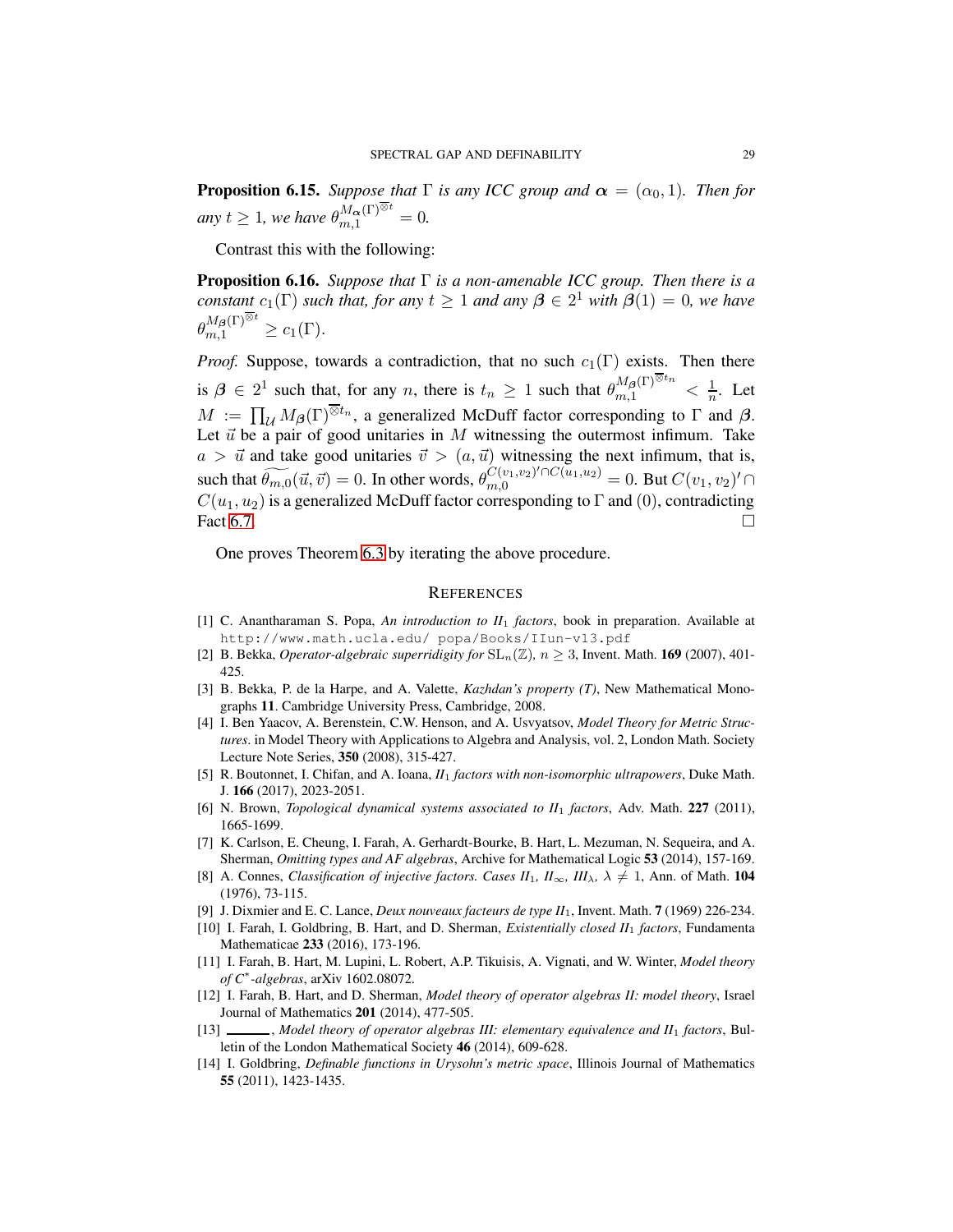**Proposition 6.15.** *Suppose that $\Gamma$ is any ICC group and $\boldsymbol{\alpha} = (\alpha_0, 1)$. Then for any $t \geq 1$, we have $\theta_{m,1}^{M_{\boldsymbol{\alpha}}(\Gamma)^{\overline{\otimes} t}} = 0$.*

Contrast this with the following:

**Proposition 6.16.** *Suppose that $\Gamma$ is a non-amenable ICC group. Then there is a constant $c_1(\Gamma)$ such that, for any $t \geq 1$ and any $\boldsymbol{\beta} \in 2^1$ with $\boldsymbol{\beta}(1) = 0$, we have $\theta_{m,1}^{M_{\boldsymbol{\beta}}(\Gamma)^{\overline{\otimes} t}} \geq c_1(\Gamma)$.*

*Proof.* Suppose, towards a contradiction, that no such $c_1(\Gamma)$ exists. Then there is $\boldsymbol{\beta} \in 2^1$ such that, for any $n$, there is $t_n \geq 1$ such that $\theta_{m,1}^{M_{\boldsymbol{\beta}}(\Gamma)^{\overline{\otimes} t_n}} < \frac{1}{n}$. Let $M := \prod_{\mathcal{U}} M_{\boldsymbol{\beta}}(\Gamma)^{\overline{\otimes} t_n}$, a generalized McDuff factor corresponding to $\Gamma$ and $\boldsymbol{\beta}$. Let $\vec{u}$ be a pair of good unitaries in $M$ witnessing the outermost infimum. Take $a > \vec{u}$ and take good unitaries $\vec{v} > (a, \vec{u})$ witnessing the next infimum, that is, such that $\widetilde{\theta_{m,0}}(\vec{u}, \vec{v}) = 0$. In other words, $\theta_{m,0}^{C(v_1,v_2)' \cap C(u_1,u_2)} = 0$. But $C(v_1, v_2)' \cap C(u_1, u_2)$ is a generalized McDuff factor corresponding to $\Gamma$ and $(0)$, contradicting Fact 6.7. $\square$

One proves Theorem 6.3 by iterating the above procedure.

## References

[1] C. Anantharaman S. Popa, *An introduction to II$_1$ factors*, book in preparation. Available at http://www.math.ucla.edu/ popa/Books/IIun-v13.pdf

[2] B. Bekka, *Operator-algebraic superridigity for* $\mathrm{SL}_n(\mathbb{Z})$, $n \geq 3$, Invent. Math. **169** (2007), 401-425.

[3] B. Bekka, P. de la Harpe, and A. Valette, *Kazhdan's property (T)*, New Mathematical Monographs **11**. Cambridge University Press, Cambridge, 2008.

[4] I. Ben Yaacov, A. Berenstein, C.W. Henson, and A. Usvyatsov, *Model Theory for Metric Structures*. in Model Theory with Applications to Algebra and Analysis, vol. 2, London Math. Society Lecture Note Series, **350** (2008), 315-427.

[5] R. Boutonnet, I. Chifan, and A. Ioana, *II$_1$ factors with non-isomorphic ultrapowers*, Duke Math. J. **166** (2017), 2023-2051.

[6] N. Brown, *Topological dynamical systems associated to II$_1$ factors*, Adv. Math. **227** (2011), 1665-1699.

[7] K. Carlson, E. Cheung, I. Farah, A. Gerhardt-Bourke, B. Hart, L. Mezuman, N. Sequeira, and A. Sherman, *Omitting types and AF algebras*, Archive for Mathematical Logic **53** (2014), 157-169.

[8] A. Connes, *Classification of injective factors. Cases II$_1$, II$_\infty$, III$_\lambda$, $\lambda \neq 1$*, Ann. of Math. **104** (1976), 73-115.

[9] J. Dixmier and E. C. Lance, *Deux nouveaux facteurs de type II$_1$*, Invent. Math. **7** (1969) 226-234.

[10] I. Farah, I. Goldbring, B. Hart, and D. Sherman, *Existentially closed II$_1$ factors*, Fundamenta Mathematicae **233** (2016), 173-196.

[11] I. Farah, B. Hart, M. Lupini, L. Robert, A.P. Tikuisis, A. Vignati, and W. Winter, *Model theory of C$^*$-algebras*, arXiv 1602.08072.

[12] I. Farah, B. Hart, and D. Sherman, *Model theory of operator algebras II: model theory*, Israel Journal of Mathematics **201** (2014), 477-505.

[13] ———, *Model theory of operator algebras III: elementary equivalence and II$_1$ factors*, Bulletin of the London Mathematical Society **46** (2014), 609-628.

[14] I. Goldbring, *Definable functions in Urysohn's metric space*, Illinois Journal of Mathematics **55** (2011), 1423-1435.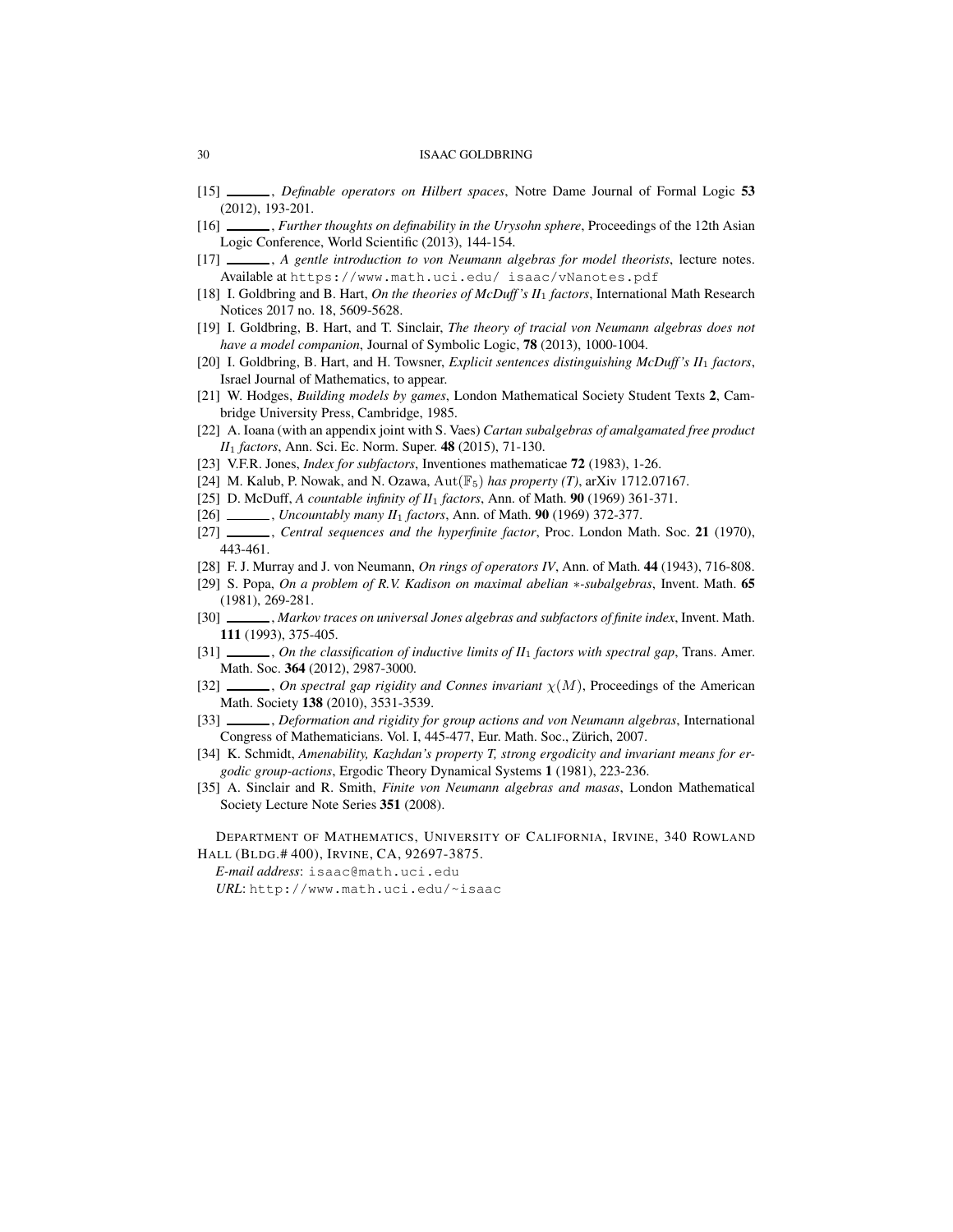[15] ______, *Definable operators on Hilbert spaces*, Notre Dame Journal of Formal Logic **53** (2012), 193-201.

[16] ______, *Further thoughts on definability in the Urysohn sphere*, Proceedings of the 12th Asian Logic Conference, World Scientific (2013), 144-154.

[17] ______, *A gentle introduction to von Neumann algebras for model theorists*, lecture notes. Available at `https://www.math.uci.edu/ isaac/vNanotes.pdf`

[18] I. Goldbring and B. Hart, *On the theories of McDuff's II$_1$ factors*, International Math Research Notices 2017 no. 18, 5609-5628.

[19] I. Goldbring, B. Hart, and T. Sinclair, *The theory of tracial von Neumann algebras does not have a model companion*, Journal of Symbolic Logic, **78** (2013), 1000-1004.

[20] I. Goldbring, B. Hart, and H. Towsner, *Explicit sentences distinguishing McDuff's II$_1$ factors*, Israel Journal of Mathematics, to appear.

[21] W. Hodges, *Building models by games*, London Mathematical Society Student Texts **2**, Cambridge University Press, Cambridge, 1985.

[22] A. Ioana (with an appendix joint with S. Vaes) *Cartan subalgebras of amalgamated free product II$_1$ factors*, Ann. Sci. Ec. Norm. Super. **48** (2015), 71-130.

[23] V.F.R. Jones, *Index for subfactors*, Inventiones mathematicae **72** (1983), 1-26.

[24] M. Kalub, P. Nowak, and N. Ozawa, $\mathrm{Aut}(\mathbb{F}_5)$ *has property (T)*, arXiv 1712.07167.

[25] D. McDuff, *A countable infinity of II$_1$ factors*, Ann. of Math. **90** (1969) 361-371.

[26] ______, *Uncountably many II$_1$ factors*, Ann. of Math. **90** (1969) 372-377.

[27] ______, *Central sequences and the hyperfinite factor*, Proc. London Math. Soc. **21** (1970), 443-461.

[28] F. J. Murray and J. von Neumann, *On rings of operators IV*, Ann. of Math. **44** (1943), 716-808.

[29] S. Popa, *On a problem of R.V. Kadison on maximal abelian $*$-subalgebras*, Invent. Math. **65** (1981), 269-281.

[30] ______, *Markov traces on universal Jones algebras and subfactors of finite index*, Invent. Math. **111** (1993), 375-405.

[31] ______, *On the classification of inductive limits of II$_1$ factors with spectral gap*, Trans. Amer. Math. Soc. **364** (2012), 2987-3000.

[32] ______, *On spectral gap rigidity and Connes invariant $\chi(M)$*, Proceedings of the American Math. Society **138** (2010), 3531-3539.

[33] ______, *Deformation and rigidity for group actions and von Neumann algebras*, International Congress of Mathematicians. Vol. I, 445-477, Eur. Math. Soc., Zürich, 2007.

[34] K. Schmidt, *Amenability, Kazhdan's property T, strong ergodicity and invariant means for ergodic group-actions*, Ergodic Theory Dynamical Systems **1** (1981), 223-236.

[35] A. Sinclair and R. Smith, *Finite von Neumann algebras and masas*, London Mathematical Society Lecture Note Series **351** (2008).

DEPARTMENT OF MATHEMATICS, UNIVERSITY OF CALIFORNIA, IRVINE, 340 ROWLAND HALL (BLDG.# 400), IRVINE, CA, 92697-3875.

*E-mail address*: `isaac@math.uci.edu`

*URL*: `http://www.math.uci.edu/~isaac`